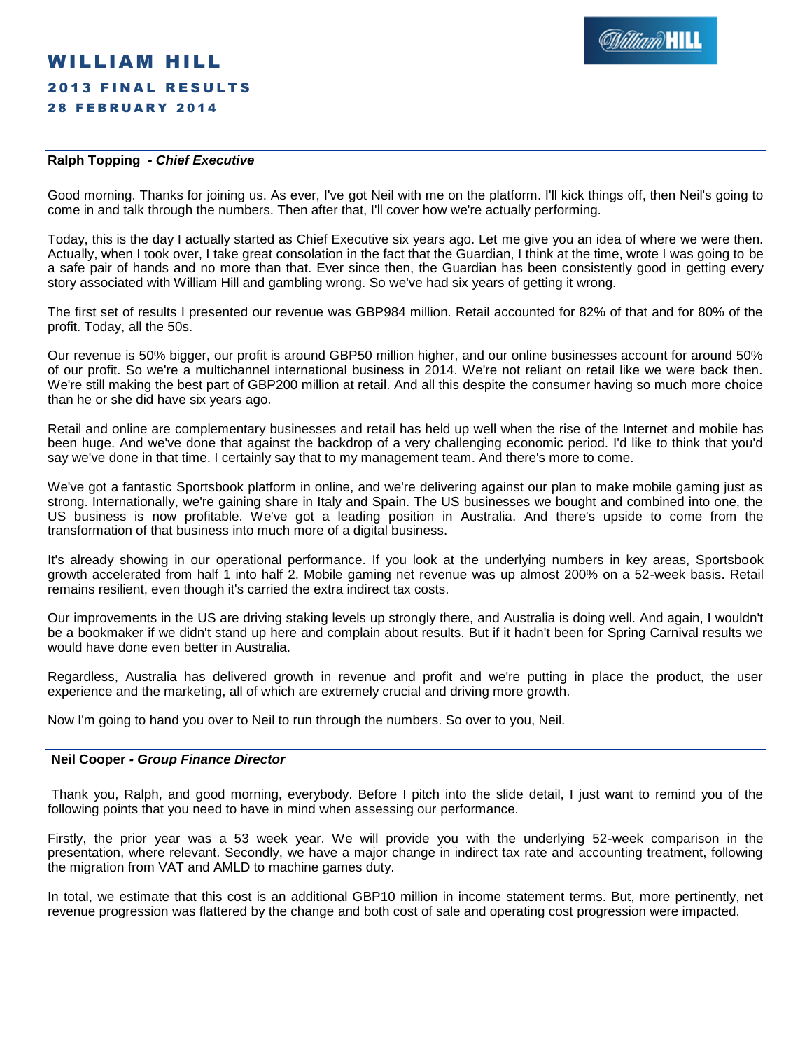# WILLIAM HILL

## 2013 FINAL RESULTS

## 28 FEBRUARY 2014

---

**Ralph Topping - *Chief Executive***

Good morning. Thanks for joining us. As ever, I've got Neil with me on the platform. I'll kick things off, then Neil's going to come in and talk through the numbers. Then after that, I'll cover how we're actually performing.

Today, this is the day I actually started as Chief Executive six years ago. Let me give you an idea of where we were then. Actually, when I took over, I take great consolation in the fact that the Guardian, I think at the time, wrote I was going to be a safe pair of hands and no more than that. Ever since then, the Guardian has been consistently good in getting every story associated with William Hill and gambling wrong. So we've had six years of getting it wrong.

The first set of results I presented our revenue was GBP984 million. Retail accounted for 82% of that and for 80% of the profit. Today, all the 50s.

Our revenue is 50% bigger, our profit is around GBP50 million higher, and our online businesses account for around 50% of our profit. So we're a multichannel international business in 2014. We're not reliant on retail like we were back then. We're still making the best part of GBP200 million at retail. And all this despite the consumer having so much more choice than he or she did have six years ago.

Retail and online are complementary businesses and retail has held up well when the rise of the Internet and mobile has been huge. And we've done that against the backdrop of a very challenging economic period. I'd like to think that you'd say we've done in that time. I certainly say that to my management team. And there's more to come.

We've got a fantastic Sportsbook platform in online, and we're delivering against our plan to make mobile gaming just as strong. Internationally, we're gaining share in Italy and Spain. The US businesses we bought and combined into one, the US business is now profitable. We've got a leading position in Australia. And there's upside to come from the transformation of that business into much more of a digital business.

It's already showing in our operational performance. If you look at the underlying numbers in key areas, Sportsbook growth accelerated from half 1 into half 2. Mobile gaming net revenue was up almost 200% on a 52-week basis. Retail remains resilient, even though it's carried the extra indirect tax costs.

Our improvements in the US are driving staking levels up strongly there, and Australia is doing well. And again, I wouldn't be a bookmaker if we didn't stand up here and complain about results. But if it hadn't been for Spring Carnival results we would have done even better in Australia.

Regardless, Australia has delivered growth in revenue and profit and we're putting in place the product, the user experience and the marketing, all of which are extremely crucial and driving more growth.

Now I'm going to hand you over to Neil to run through the numbers. So over to you, Neil.

---

**Neil Cooper - *Group Finance Director***

Thank you, Ralph, and good morning, everybody. Before I pitch into the slide detail, I just want to remind you of the following points that you need to have in mind when assessing our performance.

Firstly, the prior year was a 53 week year. We will provide you with the underlying 52-week comparison in the presentation, where relevant. Secondly, we have a major change in indirect tax rate and accounting treatment, following the migration from VAT and AMLD to machine games duty.

In total, we estimate that this cost is an additional GBP10 million in income statement terms. But, more pertinently, net revenue progression was flattered by the change and both cost of sale and operating cost progression were impacted.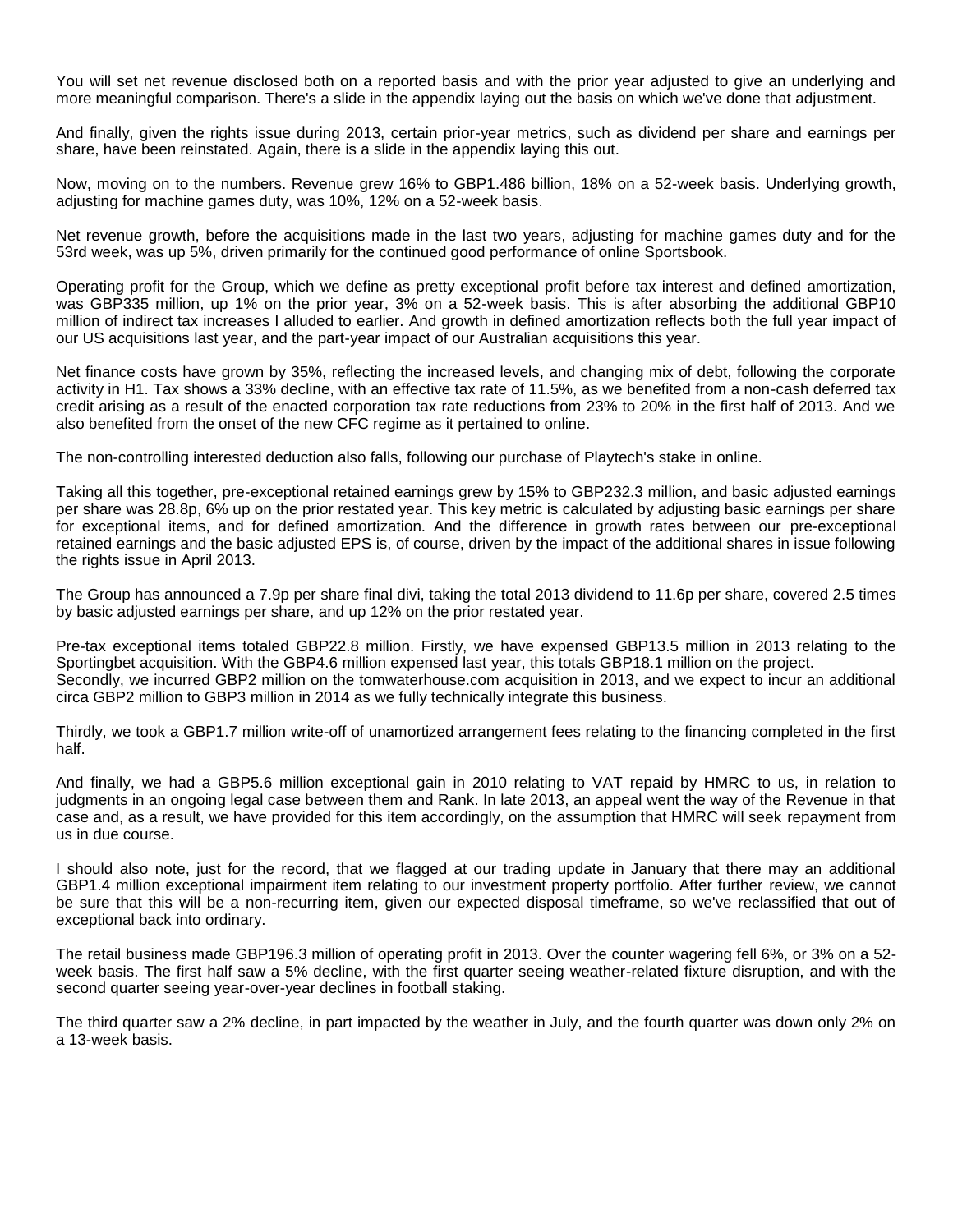You will set net revenue disclosed both on a reported basis and with the prior year adjusted to give an underlying and more meaningful comparison. There's a slide in the appendix laying out the basis on which we've done that adjustment.

And finally, given the rights issue during 2013, certain prior-year metrics, such as dividend per share and earnings per share, have been reinstated. Again, there is a slide in the appendix laying this out.

Now, moving on to the numbers. Revenue grew 16% to GBP1.486 billion, 18% on a 52-week basis. Underlying growth, adjusting for machine games duty, was 10%, 12% on a 52-week basis.

Net revenue growth, before the acquisitions made in the last two years, adjusting for machine games duty and for the 53rd week, was up 5%, driven primarily for the continued good performance of online Sportsbook.

Operating profit for the Group, which we define as pretty exceptional profit before tax interest and defined amortization, was GBP335 million, up 1% on the prior year, 3% on a 52-week basis. This is after absorbing the additional GBP10 million of indirect tax increases I alluded to earlier. And growth in defined amortization reflects both the full year impact of our US acquisitions last year, and the part-year impact of our Australian acquisitions this year.

Net finance costs have grown by 35%, reflecting the increased levels, and changing mix of debt, following the corporate activity in H1. Tax shows a 33% decline, with an effective tax rate of 11.5%, as we benefited from a non-cash deferred tax credit arising as a result of the enacted corporation tax rate reductions from 23% to 20% in the first half of 2013. And we also benefited from the onset of the new CFC regime as it pertained to online.

The non-controlling interested deduction also falls, following our purchase of Playtech's stake in online.

Taking all this together, pre-exceptional retained earnings grew by 15% to GBP232.3 million, and basic adjusted earnings per share was 28.8p, 6% up on the prior restated year. This key metric is calculated by adjusting basic earnings per share for exceptional items, and for defined amortization. And the difference in growth rates between our pre-exceptional retained earnings and the basic adjusted EPS is, of course, driven by the impact of the additional shares in issue following the rights issue in April 2013.

The Group has announced a 7.9p per share final divi, taking the total 2013 dividend to 11.6p per share, covered 2.5 times by basic adjusted earnings per share, and up 12% on the prior restated year.

Pre-tax exceptional items totaled GBP22.8 million. Firstly, we have expensed GBP13.5 million in 2013 relating to the Sportingbet acquisition. With the GBP4.6 million expensed last year, this totals GBP18.1 million on the project.
Secondly, we incurred GBP2 million on the tomwaterhouse.com acquisition in 2013, and we expect to incur an additional circa GBP2 million to GBP3 million in 2014 as we fully technically integrate this business.

Thirdly, we took a GBP1.7 million write-off of unamortized arrangement fees relating to the financing completed in the first half.

And finally, we had a GBP5.6 million exceptional gain in 2010 relating to VAT repaid by HMRC to us, in relation to judgments in an ongoing legal case between them and Rank. In late 2013, an appeal went the way of the Revenue in that case and, as a result, we have provided for this item accordingly, on the assumption that HMRC will seek repayment from us in due course.

I should also note, just for the record, that we flagged at our trading update in January that there may an additional GBP1.4 million exceptional impairment item relating to our investment property portfolio. After further review, we cannot be sure that this will be a non-recurring item, given our expected disposal timeframe, so we've reclassified that out of exceptional back into ordinary.

The retail business made GBP196.3 million of operating profit in 2013. Over the counter wagering fell 6%, or 3% on a 52-week basis. The first half saw a 5% decline, with the first quarter seeing weather-related fixture disruption, and with the second quarter seeing year-over-year declines in football staking.

The third quarter saw a 2% decline, in part impacted by the weather in July, and the fourth quarter was down only 2% on a 13-week basis.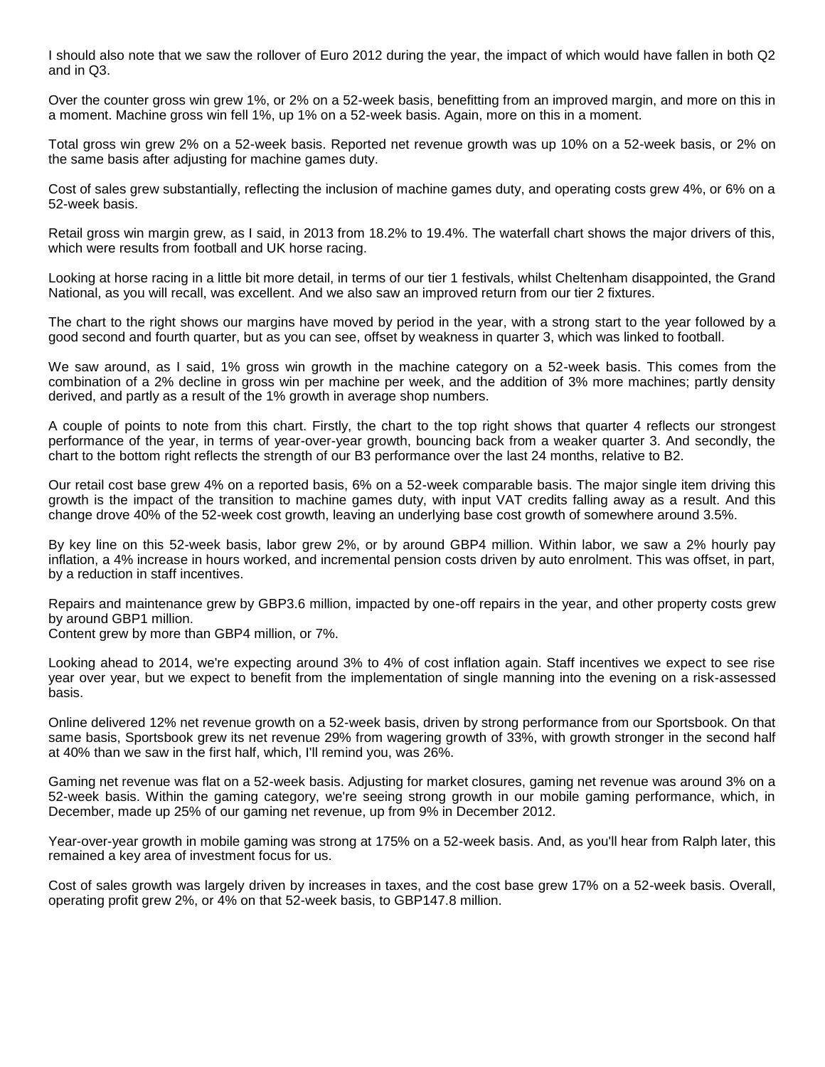I should also note that we saw the rollover of Euro 2012 during the year, the impact of which would have fallen in both Q2 and in Q3.

Over the counter gross win grew 1%, or 2% on a 52-week basis, benefitting from an improved margin, and more on this in a moment. Machine gross win fell 1%, up 1% on a 52-week basis. Again, more on this in a moment.

Total gross win grew 2% on a 52-week basis. Reported net revenue growth was up 10% on a 52-week basis, or 2% on the same basis after adjusting for machine games duty.

Cost of sales grew substantially, reflecting the inclusion of machine games duty, and operating costs grew 4%, or 6% on a 52-week basis.

Retail gross win margin grew, as I said, in 2013 from 18.2% to 19.4%. The waterfall chart shows the major drivers of this, which were results from football and UK horse racing.

Looking at horse racing in a little bit more detail, in terms of our tier 1 festivals, whilst Cheltenham disappointed, the Grand National, as you will recall, was excellent. And we also saw an improved return from our tier 2 fixtures.

The chart to the right shows our margins have moved by period in the year, with a strong start to the year followed by a good second and fourth quarter, but as you can see, offset by weakness in quarter 3, which was linked to football.

We saw around, as I said, 1% gross win growth in the machine category on a 52-week basis. This comes from the combination of a 2% decline in gross win per machine per week, and the addition of 3% more machines; partly density derived, and partly as a result of the 1% growth in average shop numbers.

A couple of points to note from this chart. Firstly, the chart to the top right shows that quarter 4 reflects our strongest performance of the year, in terms of year-over-year growth, bouncing back from a weaker quarter 3. And secondly, the chart to the bottom right reflects the strength of our B3 performance over the last 24 months, relative to B2.

Our retail cost base grew 4% on a reported basis, 6% on a 52-week comparable basis. The major single item driving this growth is the impact of the transition to machine games duty, with input VAT credits falling away as a result. And this change drove 40% of the 52-week cost growth, leaving an underlying base cost growth of somewhere around 3.5%.

By key line on this 52-week basis, labor grew 2%, or by around GBP4 million. Within labor, we saw a 2% hourly pay inflation, a 4% increase in hours worked, and incremental pension costs driven by auto enrolment. This was offset, in part, by a reduction in staff incentives.

Repairs and maintenance grew by GBP3.6 million, impacted by one-off repairs in the year, and other property costs grew by around GBP1 million.
Content grew by more than GBP4 million, or 7%.

Looking ahead to 2014, we're expecting around 3% to 4% of cost inflation again. Staff incentives we expect to see rise year over year, but we expect to benefit from the implementation of single manning into the evening on a risk-assessed basis.

Online delivered 12% net revenue growth on a 52-week basis, driven by strong performance from our Sportsbook. On that same basis, Sportsbook grew its net revenue 29% from wagering growth of 33%, with growth stronger in the second half at 40% than we saw in the first half, which, I'll remind you, was 26%.

Gaming net revenue was flat on a 52-week basis. Adjusting for market closures, gaming net revenue was around 3% on a 52-week basis. Within the gaming category, we're seeing strong growth in our mobile gaming performance, which, in December, made up 25% of our gaming net revenue, up from 9% in December 2012.

Year-over-year growth in mobile gaming was strong at 175% on a 52-week basis. And, as you'll hear from Ralph later, this remained a key area of investment focus for us.

Cost of sales growth was largely driven by increases in taxes, and the cost base grew 17% on a 52-week basis. Overall, operating profit grew 2%, or 4% on that 52-week basis, to GBP147.8 million.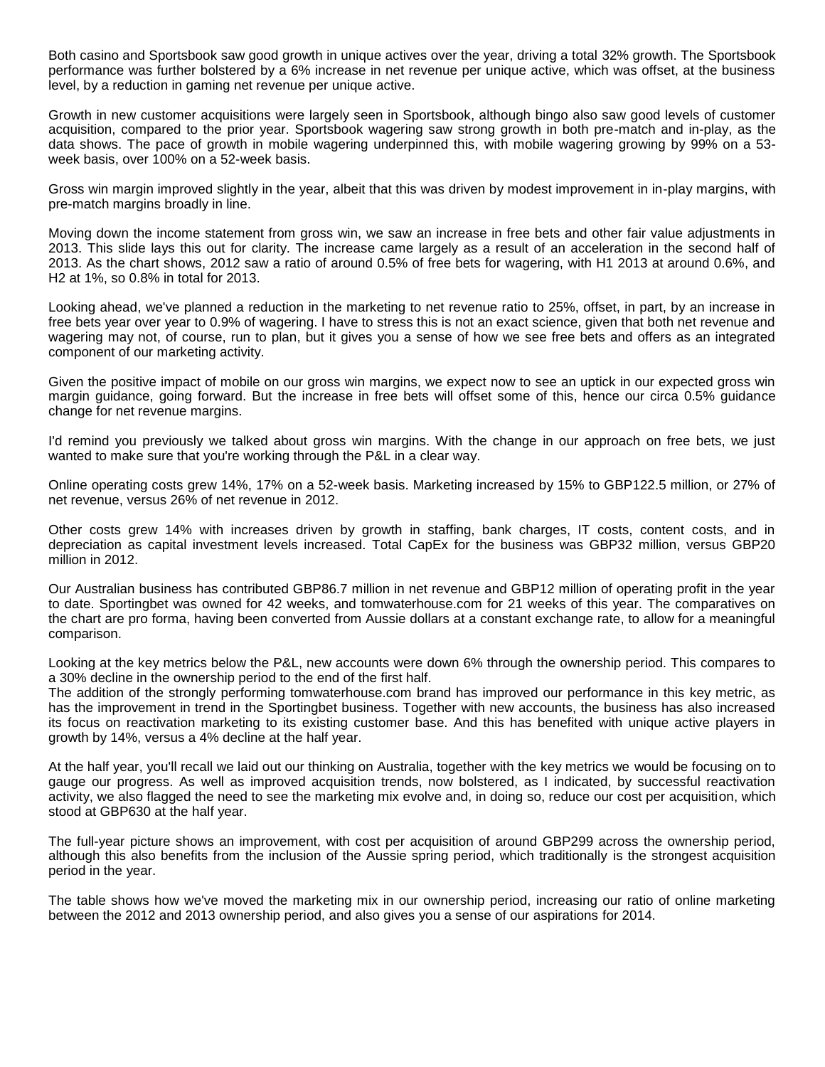Both casino and Sportsbook saw good growth in unique actives over the year, driving a total 32% growth. The Sportsbook performance was further bolstered by a 6% increase in net revenue per unique active, which was offset, at the business level, by a reduction in gaming net revenue per unique active.

Growth in new customer acquisitions were largely seen in Sportsbook, although bingo also saw good levels of customer acquisition, compared to the prior year. Sportsbook wagering saw strong growth in both pre-match and in-play, as the data shows. The pace of growth in mobile wagering underpinned this, with mobile wagering growing by 99% on a 53-week basis, over 100% on a 52-week basis.

Gross win margin improved slightly in the year, albeit that this was driven by modest improvement in in-play margins, with pre-match margins broadly in line.

Moving down the income statement from gross win, we saw an increase in free bets and other fair value adjustments in 2013. This slide lays this out for clarity. The increase came largely as a result of an acceleration in the second half of 2013. As the chart shows, 2012 saw a ratio of around 0.5% of free bets for wagering, with H1 2013 at around 0.6%, and H2 at 1%, so 0.8% in total for 2013.

Looking ahead, we've planned a reduction in the marketing to net revenue ratio to 25%, offset, in part, by an increase in free bets year over year to 0.9% of wagering. I have to stress this is not an exact science, given that both net revenue and wagering may not, of course, run to plan, but it gives you a sense of how we see free bets and offers as an integrated component of our marketing activity.

Given the positive impact of mobile on our gross win margins, we expect now to see an uptick in our expected gross win margin guidance, going forward. But the increase in free bets will offset some of this, hence our circa 0.5% guidance change for net revenue margins.

I'd remind you previously we talked about gross win margins. With the change in our approach on free bets, we just wanted to make sure that you're working through the P&L in a clear way.

Online operating costs grew 14%, 17% on a 52-week basis. Marketing increased by 15% to GBP122.5 million, or 27% of net revenue, versus 26% of net revenue in 2012.

Other costs grew 14% with increases driven by growth in staffing, bank charges, IT costs, content costs, and in depreciation as capital investment levels increased. Total CapEx for the business was GBP32 million, versus GBP20 million in 2012.

Our Australian business has contributed GBP86.7 million in net revenue and GBP12 million of operating profit in the year to date. Sportingbet was owned for 42 weeks, and tomwaterhouse.com for 21 weeks of this year. The comparatives on the chart are pro forma, having been converted from Aussie dollars at a constant exchange rate, to allow for a meaningful comparison.

Looking at the key metrics below the P&L, new accounts were down 6% through the ownership period. This compares to a 30% decline in the ownership period to the end of the first half.
The addition of the strongly performing tomwaterhouse.com brand has improved our performance in this key metric, as has the improvement in trend in the Sportingbet business. Together with new accounts, the business has also increased its focus on reactivation marketing to its existing customer base. And this has benefited with unique active players in growth by 14%, versus a 4% decline at the half year.

At the half year, you'll recall we laid out our thinking on Australia, together with the key metrics we would be focusing on to gauge our progress. As well as improved acquisition trends, now bolstered, as I indicated, by successful reactivation activity, we also flagged the need to see the marketing mix evolve and, in doing so, reduce our cost per acquisition, which stood at GBP630 at the half year.

The full-year picture shows an improvement, with cost per acquisition of around GBP299 across the ownership period, although this also benefits from the inclusion of the Aussie spring period, which traditionally is the strongest acquisition period in the year.

The table shows how we've moved the marketing mix in our ownership period, increasing our ratio of online marketing between the 2012 and 2013 ownership period, and also gives you a sense of our aspirations for 2014.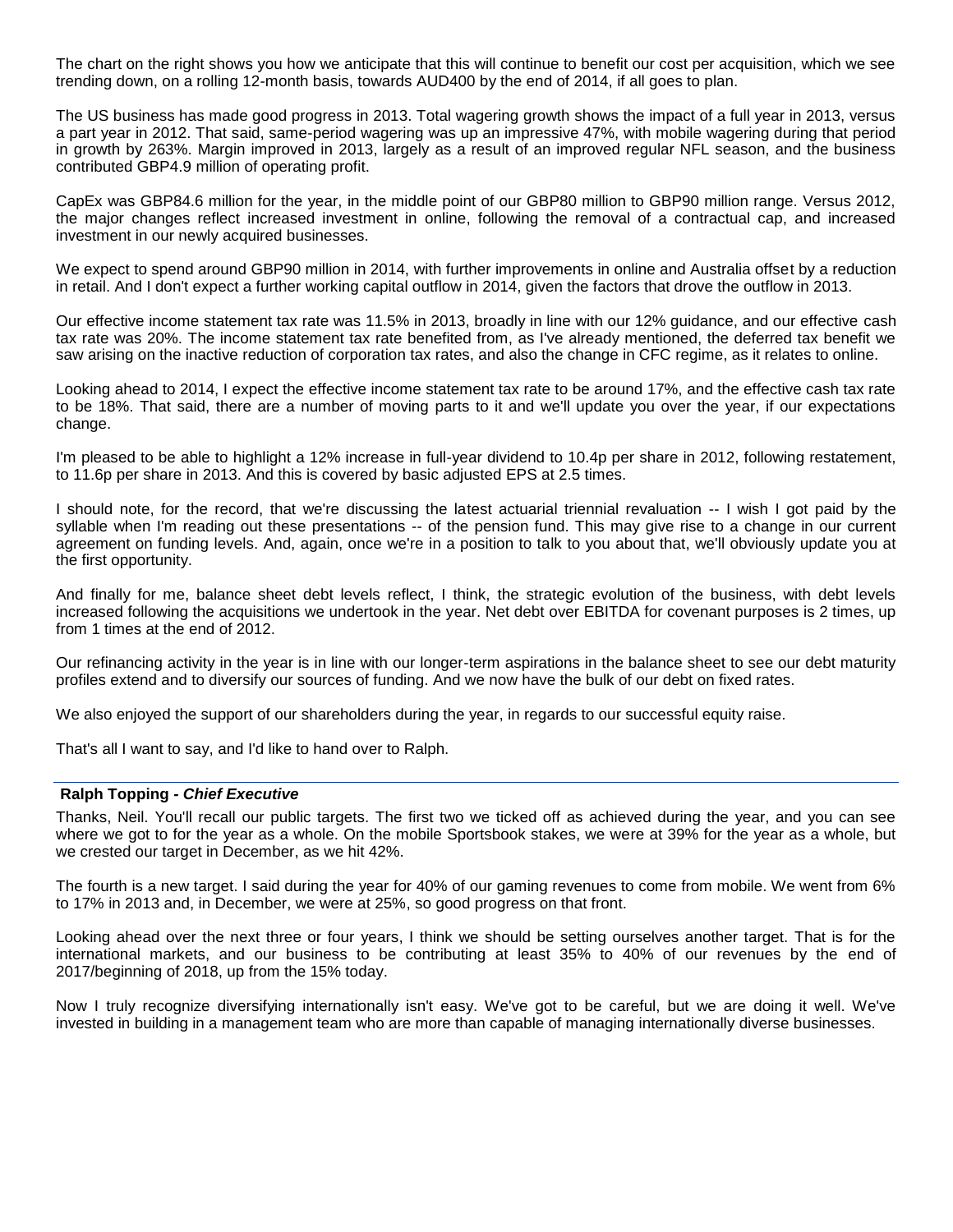The chart on the right shows you how we anticipate that this will continue to benefit our cost per acquisition, which we see trending down, on a rolling 12-month basis, towards AUD400 by the end of 2014, if all goes to plan.

The US business has made good progress in 2013. Total wagering growth shows the impact of a full year in 2013, versus a part year in 2012. That said, same-period wagering was up an impressive 47%, with mobile wagering during that period in growth by 263%. Margin improved in 2013, largely as a result of an improved regular NFL season, and the business contributed GBP4.9 million of operating profit.

CapEx was GBP84.6 million for the year, in the middle point of our GBP80 million to GBP90 million range. Versus 2012, the major changes reflect increased investment in online, following the removal of a contractual cap, and increased investment in our newly acquired businesses.

We expect to spend around GBP90 million in 2014, with further improvements in online and Australia offset by a reduction in retail. And I don't expect a further working capital outflow in 2014, given the factors that drove the outflow in 2013.

Our effective income statement tax rate was 11.5% in 2013, broadly in line with our 12% guidance, and our effective cash tax rate was 20%. The income statement tax rate benefited from, as I've already mentioned, the deferred tax benefit we saw arising on the inactive reduction of corporation tax rates, and also the change in CFC regime, as it relates to online.

Looking ahead to 2014, I expect the effective income statement tax rate to be around 17%, and the effective cash tax rate to be 18%. That said, there are a number of moving parts to it and we'll update you over the year, if our expectations change.

I'm pleased to be able to highlight a 12% increase in full-year dividend to 10.4p per share in 2012, following restatement, to 11.6p per share in 2013. And this is covered by basic adjusted EPS at 2.5 times.

I should note, for the record, that we're discussing the latest actuarial triennial revaluation -- I wish I got paid by the syllable when I'm reading out these presentations -- of the pension fund. This may give rise to a change in our current agreement on funding levels. And, again, once we're in a position to talk to you about that, we'll obviously update you at the first opportunity.

And finally for me, balance sheet debt levels reflect, I think, the strategic evolution of the business, with debt levels increased following the acquisitions we undertook in the year. Net debt over EBITDA for covenant purposes is 2 times, up from 1 times at the end of 2012.

Our refinancing activity in the year is in line with our longer-term aspirations in the balance sheet to see our debt maturity profiles extend and to diversify our sources of funding. And we now have the bulk of our debt on fixed rates.

We also enjoyed the support of our shareholders during the year, in regards to our successful equity raise.

That's all I want to say, and I'd like to hand over to Ralph.

**Ralph Topping -** ***Chief Executive***

Thanks, Neil. You'll recall our public targets. The first two we ticked off as achieved during the year, and you can see where we got to for the year as a whole. On the mobile Sportsbook stakes, we were at 39% for the year as a whole, but we crested our target in December, as we hit 42%.

The fourth is a new target. I said during the year for 40% of our gaming revenues to come from mobile. We went from 6% to 17% in 2013 and, in December, we were at 25%, so good progress on that front.

Looking ahead over the next three or four years, I think we should be setting ourselves another target. That is for the international markets, and our business to be contributing at least 35% to 40% of our revenues by the end of 2017/beginning of 2018, up from the 15% today.

Now I truly recognize diversifying internationally isn't easy. We've got to be careful, but we are doing it well. We've invested in building in a management team who are more than capable of managing internationally diverse businesses.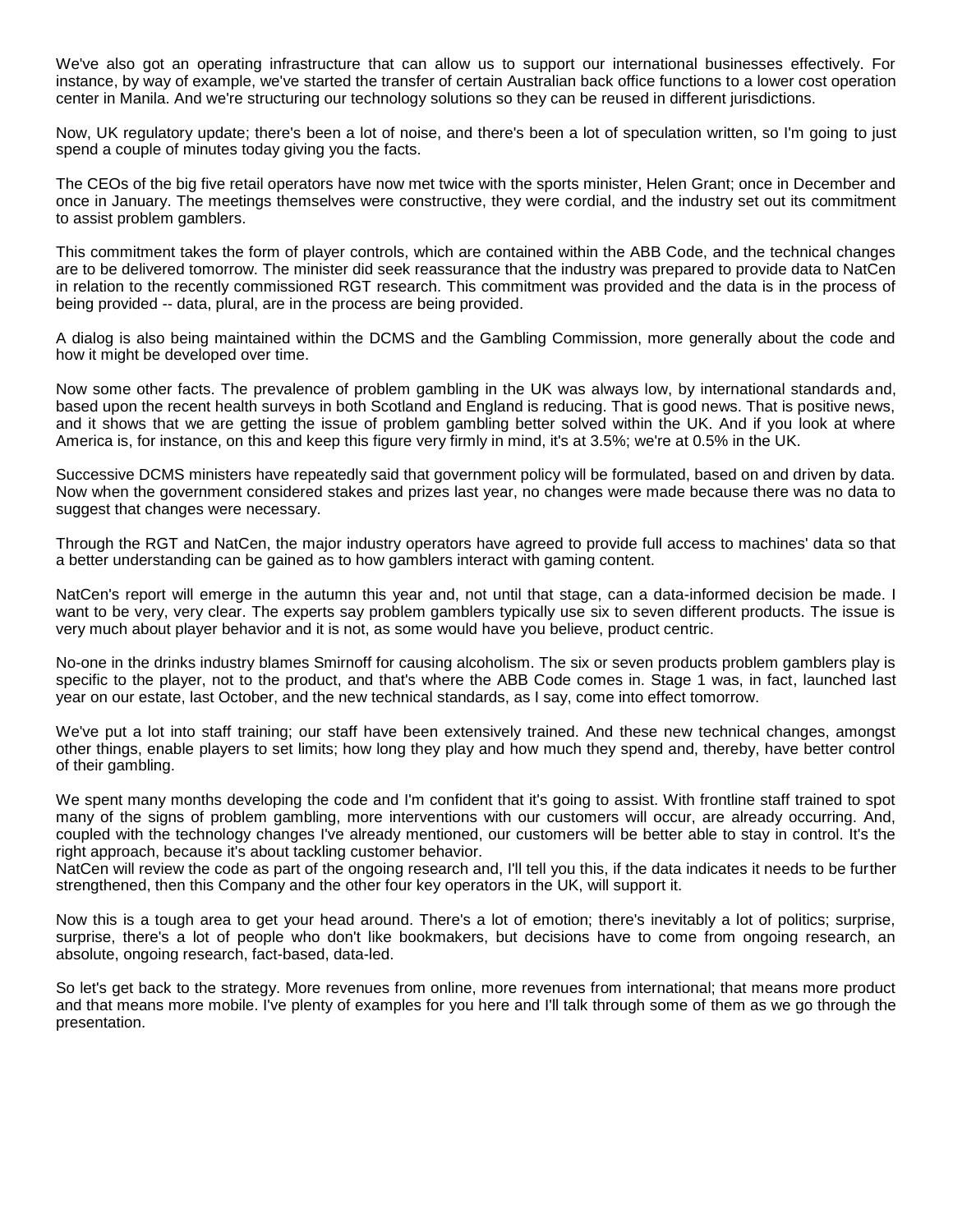We've also got an operating infrastructure that can allow us to support our international businesses effectively. For instance, by way of example, we've started the transfer of certain Australian back office functions to a lower cost operation center in Manila. And we're structuring our technology solutions so they can be reused in different jurisdictions.

Now, UK regulatory update; there's been a lot of noise, and there's been a lot of speculation written, so I'm going to just spend a couple of minutes today giving you the facts.

The CEOs of the big five retail operators have now met twice with the sports minister, Helen Grant; once in December and once in January. The meetings themselves were constructive, they were cordial, and the industry set out its commitment to assist problem gamblers.

This commitment takes the form of player controls, which are contained within the ABB Code, and the technical changes are to be delivered tomorrow. The minister did seek reassurance that the industry was prepared to provide data to NatCen in relation to the recently commissioned RGT research. This commitment was provided and the data is in the process of being provided -- data, plural, are in the process are being provided.

A dialog is also being maintained within the DCMS and the Gambling Commission, more generally about the code and how it might be developed over time.

Now some other facts. The prevalence of problem gambling in the UK was always low, by international standards and, based upon the recent health surveys in both Scotland and England is reducing. That is good news. That is positive news, and it shows that we are getting the issue of problem gambling better solved within the UK. And if you look at where America is, for instance, on this and keep this figure very firmly in mind, it's at 3.5%; we're at 0.5% in the UK.

Successive DCMS ministers have repeatedly said that government policy will be formulated, based on and driven by data. Now when the government considered stakes and prizes last year, no changes were made because there was no data to suggest that changes were necessary.

Through the RGT and NatCen, the major industry operators have agreed to provide full access to machines' data so that a better understanding can be gained as to how gamblers interact with gaming content.

NatCen's report will emerge in the autumn this year and, not until that stage, can a data-informed decision be made. I want to be very, very clear. The experts say problem gamblers typically use six to seven different products. The issue is very much about player behavior and it is not, as some would have you believe, product centric.

No-one in the drinks industry blames Smirnoff for causing alcoholism. The six or seven products problem gamblers play is specific to the player, not to the product, and that's where the ABB Code comes in. Stage 1 was, in fact, launched last year on our estate, last October, and the new technical standards, as I say, come into effect tomorrow.

We've put a lot into staff training; our staff have been extensively trained. And these new technical changes, amongst other things, enable players to set limits; how long they play and how much they spend and, thereby, have better control of their gambling.

We spent many months developing the code and I'm confident that it's going to assist. With frontline staff trained to spot many of the signs of problem gambling, more interventions with our customers will occur, are already occurring. And, coupled with the technology changes I've already mentioned, our customers will be better able to stay in control. It's the right approach, because it's about tackling customer behavior.

NatCen will review the code as part of the ongoing research and, I'll tell you this, if the data indicates it needs to be further strengthened, then this Company and the other four key operators in the UK, will support it.

Now this is a tough area to get your head around. There's a lot of emotion; there's inevitably a lot of politics; surprise, surprise, there's a lot of people who don't like bookmakers, but decisions have to come from ongoing research, an absolute, ongoing research, fact-based, data-led.

So let's get back to the strategy. More revenues from online, more revenues from international; that means more product and that means more mobile. I've plenty of examples for you here and I'll talk through some of them as we go through the presentation.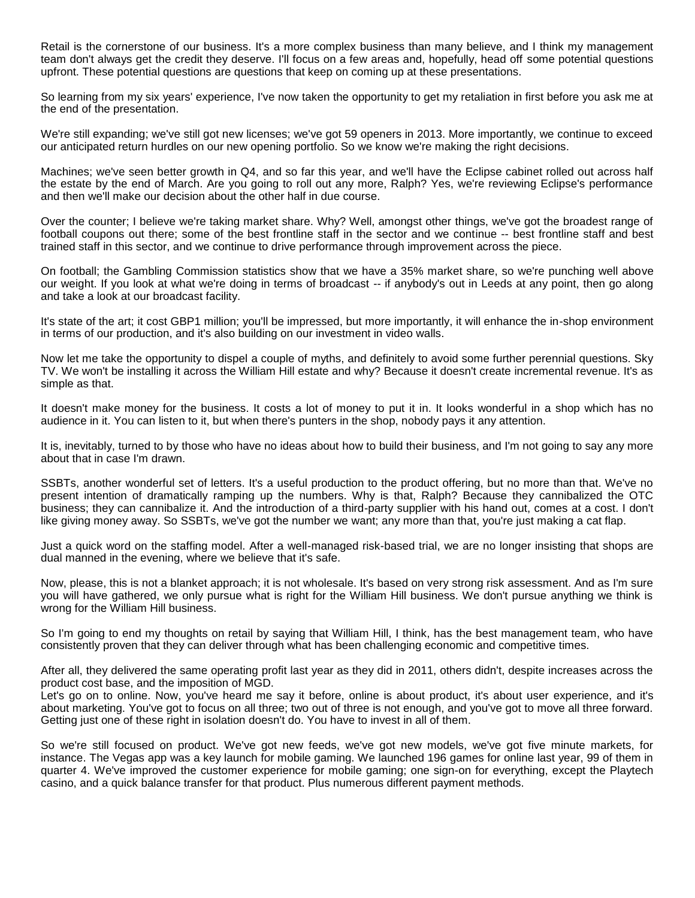Retail is the cornerstone of our business. It's a more complex business than many believe, and I think my management team don't always get the credit they deserve. I'll focus on a few areas and, hopefully, head off some potential questions upfront. These potential questions are questions that keep on coming up at these presentations.

So learning from my six years' experience, I've now taken the opportunity to get my retaliation in first before you ask me at the end of the presentation.

We're still expanding; we've still got new licenses; we've got 59 openers in 2013. More importantly, we continue to exceed our anticipated return hurdles on our new opening portfolio. So we know we're making the right decisions.

Machines; we've seen better growth in Q4, and so far this year, and we'll have the Eclipse cabinet rolled out across half the estate by the end of March. Are you going to roll out any more, Ralph? Yes, we're reviewing Eclipse's performance and then we'll make our decision about the other half in due course.

Over the counter; I believe we're taking market share. Why? Well, amongst other things, we've got the broadest range of football coupons out there; some of the best frontline staff in the sector and we continue -- best frontline staff and best trained staff in this sector, and we continue to drive performance through improvement across the piece.

On football; the Gambling Commission statistics show that we have a 35% market share, so we're punching well above our weight. If you look at what we're doing in terms of broadcast -- if anybody's out in Leeds at any point, then go along and take a look at our broadcast facility.

It's state of the art; it cost GBP1 million; you'll be impressed, but more importantly, it will enhance the in-shop environment in terms of our production, and it's also building on our investment in video walls.

Now let me take the opportunity to dispel a couple of myths, and definitely to avoid some further perennial questions. Sky TV. We won't be installing it across the William Hill estate and why? Because it doesn't create incremental revenue. It's as simple as that.

It doesn't make money for the business. It costs a lot of money to put it in. It looks wonderful in a shop which has no audience in it. You can listen to it, but when there's punters in the shop, nobody pays it any attention.

It is, inevitably, turned to by those who have no ideas about how to build their business, and I'm not going to say any more about that in case I'm drawn.

SSBTs, another wonderful set of letters. It's a useful production to the product offering, but no more than that. We've no present intention of dramatically ramping up the numbers. Why is that, Ralph? Because they cannibalized the OTC business; they can cannibalize it. And the introduction of a third-party supplier with his hand out, comes at a cost. I don't like giving money away. So SSBTs, we've got the number we want; any more than that, you're just making a cat flap.

Just a quick word on the staffing model. After a well-managed risk-based trial, we are no longer insisting that shops are dual manned in the evening, where we believe that it's safe.

Now, please, this is not a blanket approach; it is not wholesale. It's based on very strong risk assessment. And as I'm sure you will have gathered, we only pursue what is right for the William Hill business. We don't pursue anything we think is wrong for the William Hill business.

So I'm going to end my thoughts on retail by saying that William Hill, I think, has the best management team, who have consistently proven that they can deliver through what has been challenging economic and competitive times.

After all, they delivered the same operating profit last year as they did in 2011, others didn't, despite increases across the product cost base, and the imposition of MGD.

Let's go on to online. Now, you've heard me say it before, online is about product, it's about user experience, and it's about marketing. You've got to focus on all three; two out of three is not enough, and you've got to move all three forward. Getting just one of these right in isolation doesn't do. You have to invest in all of them.

So we're still focused on product. We've got new feeds, we've got new models, we've got five minute markets, for instance. The Vegas app was a key launch for mobile gaming. We launched 196 games for online last year, 99 of them in quarter 4. We've improved the customer experience for mobile gaming; one sign-on for everything, except the Playtech casino, and a quick balance transfer for that product. Plus numerous different payment methods.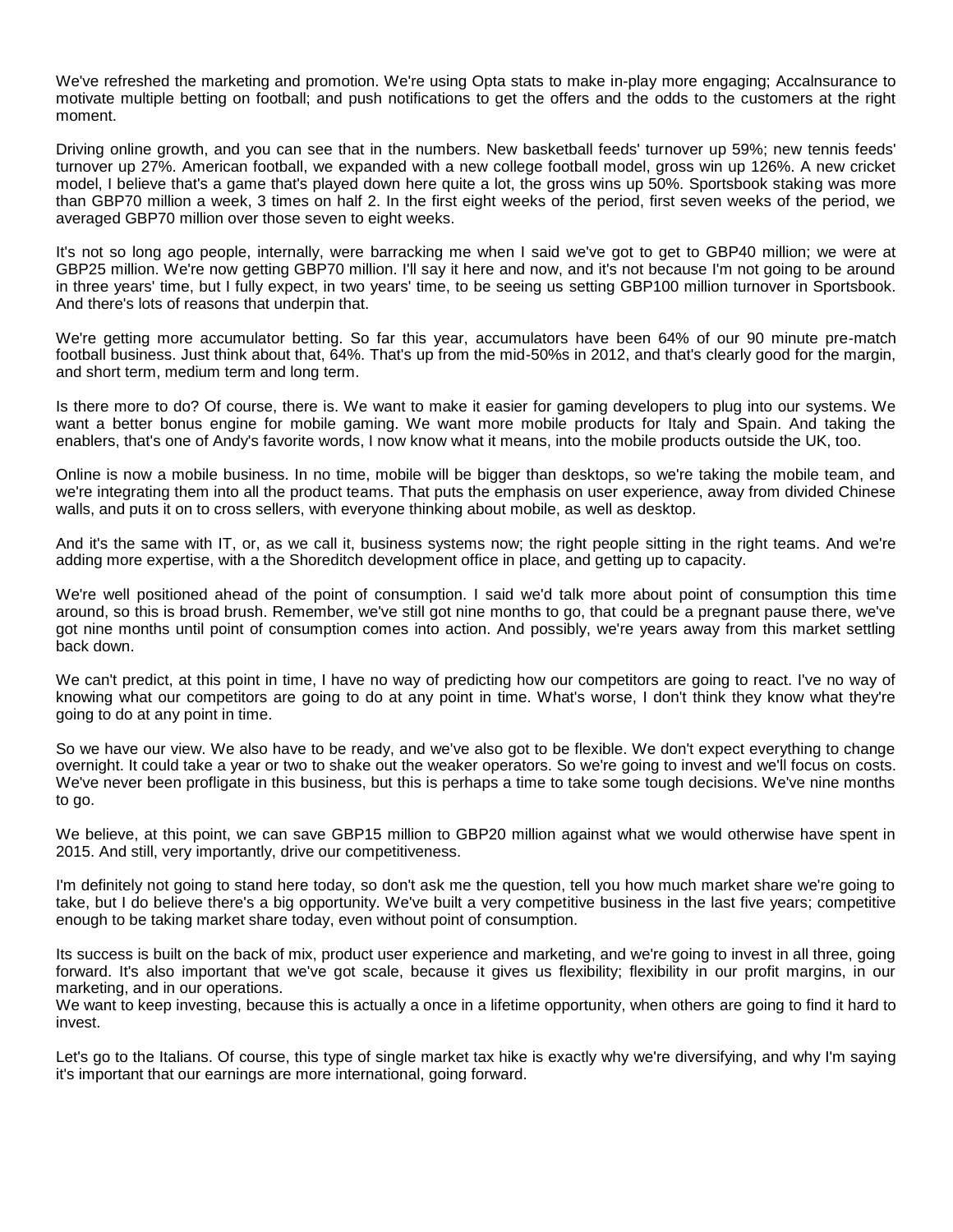We've refreshed the marketing and promotion. We're using Opta stats to make in-play more engaging; AccaInsurance to motivate multiple betting on football; and push notifications to get the offers and the odds to the customers at the right moment.

Driving online growth, and you can see that in the numbers. New basketball feeds' turnover up 59%; new tennis feeds' turnover up 27%. American football, we expanded with a new college football model, gross win up 126%. A new cricket model, I believe that's a game that's played down here quite a lot, the gross wins up 50%. Sportsbook staking was more than GBP70 million a week, 3 times on half 2. In the first eight weeks of the period, first seven weeks of the period, we averaged GBP70 million over those seven to eight weeks.

It's not so long ago people, internally, were barracking me when I said we've got to get to GBP40 million; we were at GBP25 million. We're now getting GBP70 million. I'll say it here and now, and it's not because I'm not going to be around in three years' time, but I fully expect, in two years' time, to be seeing us setting GBP100 million turnover in Sportsbook. And there's lots of reasons that underpin that.

We're getting more accumulator betting. So far this year, accumulators have been 64% of our 90 minute pre-match football business. Just think about that, 64%. That's up from the mid-50%s in 2012, and that's clearly good for the margin, and short term, medium term and long term.

Is there more to do? Of course, there is. We want to make it easier for gaming developers to plug into our systems. We want a better bonus engine for mobile gaming. We want more mobile products for Italy and Spain. And taking the enablers, that's one of Andy's favorite words, I now know what it means, into the mobile products outside the UK, too.

Online is now a mobile business. In no time, mobile will be bigger than desktops, so we're taking the mobile team, and we're integrating them into all the product teams. That puts the emphasis on user experience, away from divided Chinese walls, and puts it on to cross sellers, with everyone thinking about mobile, as well as desktop.

And it's the same with IT, or, as we call it, business systems now; the right people sitting in the right teams. And we're adding more expertise, with a the Shoreditch development office in place, and getting up to capacity.

We're well positioned ahead of the point of consumption. I said we'd talk more about point of consumption this time around, so this is broad brush. Remember, we've still got nine months to go, that could be a pregnant pause there, we've got nine months until point of consumption comes into action. And possibly, we're years away from this market settling back down.

We can't predict, at this point in time, I have no way of predicting how our competitors are going to react. I've no way of knowing what our competitors are going to do at any point in time. What's worse, I don't think they know what they're going to do at any point in time.

So we have our view. We also have to be ready, and we've also got to be flexible. We don't expect everything to change overnight. It could take a year or two to shake out the weaker operators. So we're going to invest and we'll focus on costs. We've never been profligate in this business, but this is perhaps a time to take some tough decisions. We've nine months to go.

We believe, at this point, we can save GBP15 million to GBP20 million against what we would otherwise have spent in 2015. And still, very importantly, drive our competitiveness.

I'm definitely not going to stand here today, so don't ask me the question, tell you how much market share we're going to take, but I do believe there's a big opportunity. We've built a very competitive business in the last five years; competitive enough to be taking market share today, even without point of consumption.

Its success is built on the back of mix, product user experience and marketing, and we're going to invest in all three, going forward. It's also important that we've got scale, because it gives us flexibility; flexibility in our profit margins, in our marketing, and in our operations.

We want to keep investing, because this is actually a once in a lifetime opportunity, when others are going to find it hard to invest.

Let's go to the Italians. Of course, this type of single market tax hike is exactly why we're diversifying, and why I'm saying it's important that our earnings are more international, going forward.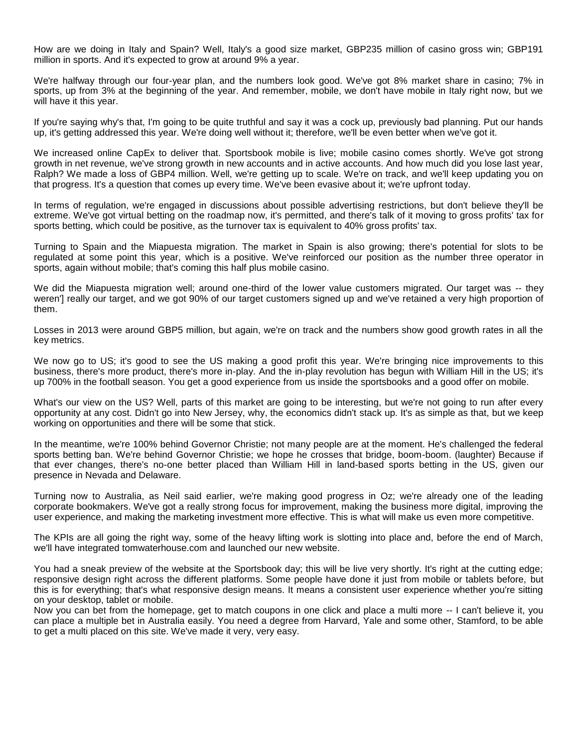How are we doing in Italy and Spain? Well, Italy's a good size market, GBP235 million of casino gross win; GBP191 million in sports. And it's expected to grow at around 9% a year.

We're halfway through our four-year plan, and the numbers look good. We've got 8% market share in casino; 7% in sports, up from 3% at the beginning of the year. And remember, mobile, we don't have mobile in Italy right now, but we will have it this year.

If you're saying why's that, I'm going to be quite truthful and say it was a cock up, previously bad planning. Put our hands up, it's getting addressed this year. We're doing well without it; therefore, we'll be even better when we've got it.

We increased online CapEx to deliver that. Sportsbook mobile is live; mobile casino comes shortly. We've got strong growth in net revenue, we've strong growth in new accounts and in active accounts. And how much did you lose last year, Ralph? We made a loss of GBP4 million. Well, we're getting up to scale. We're on track, and we'll keep updating you on that progress. It's a question that comes up every time. We've been evasive about it; we're upfront today.

In terms of regulation, we're engaged in discussions about possible advertising restrictions, but don't believe they'll be extreme. We've got virtual betting on the roadmap now, it's permitted, and there's talk of it moving to gross profits' tax for sports betting, which could be positive, as the turnover tax is equivalent to 40% gross profits' tax.

Turning to Spain and the Miapuesta migration. The market in Spain is also growing; there's potential for slots to be regulated at some point this year, which is a positive. We've reinforced our position as the number three operator in sports, again without mobile; that's coming this half plus mobile casino.

We did the Miapuesta migration well; around one-third of the lower value customers migrated. Our target was -- they weren'] really our target, and we got 90% of our target customers signed up and we've retained a very high proportion of them.

Losses in 2013 were around GBP5 million, but again, we're on track and the numbers show good growth rates in all the key metrics.

We now go to US; it's good to see the US making a good profit this year. We're bringing nice improvements to this business, there's more product, there's more in-play. And the in-play revolution has begun with William Hill in the US; it's up 700% in the football season. You get a good experience from us inside the sportsbooks and a good offer on mobile.

What's our view on the US? Well, parts of this market are going to be interesting, but we're not going to run after every opportunity at any cost. Didn't go into New Jersey, why, the economics didn't stack up. It's as simple as that, but we keep working on opportunities and there will be some that stick.

In the meantime, we're 100% behind Governor Christie; not many people are at the moment. He's challenged the federal sports betting ban. We're behind Governor Christie; we hope he crosses that bridge, boom-boom. (laughter) Because if that ever changes, there's no-one better placed than William Hill in land-based sports betting in the US, given our presence in Nevada and Delaware.

Turning now to Australia, as Neil said earlier, we're making good progress in Oz; we're already one of the leading corporate bookmakers. We've got a really strong focus for improvement, making the business more digital, improving the user experience, and making the marketing investment more effective. This is what will make us even more competitive.

The KPIs are all going the right way, some of the heavy lifting work is slotting into place and, before the end of March, we'll have integrated tomwaterhouse.com and launched our new website.

You had a sneak preview of the website at the Sportsbook day; this will be live very shortly. It's right at the cutting edge; responsive design right across the different platforms. Some people have done it just from mobile or tablets before, but this is for everything; that's what responsive design means. It means a consistent user experience whether you're sitting on your desktop, tablet or mobile.

Now you can bet from the homepage, get to match coupons in one click and place a multi more -- I can't believe it, you can place a multiple bet in Australia easily. You need a degree from Harvard, Yale and some other, Stamford, to be able to get a multi placed on this site. We've made it very, very easy.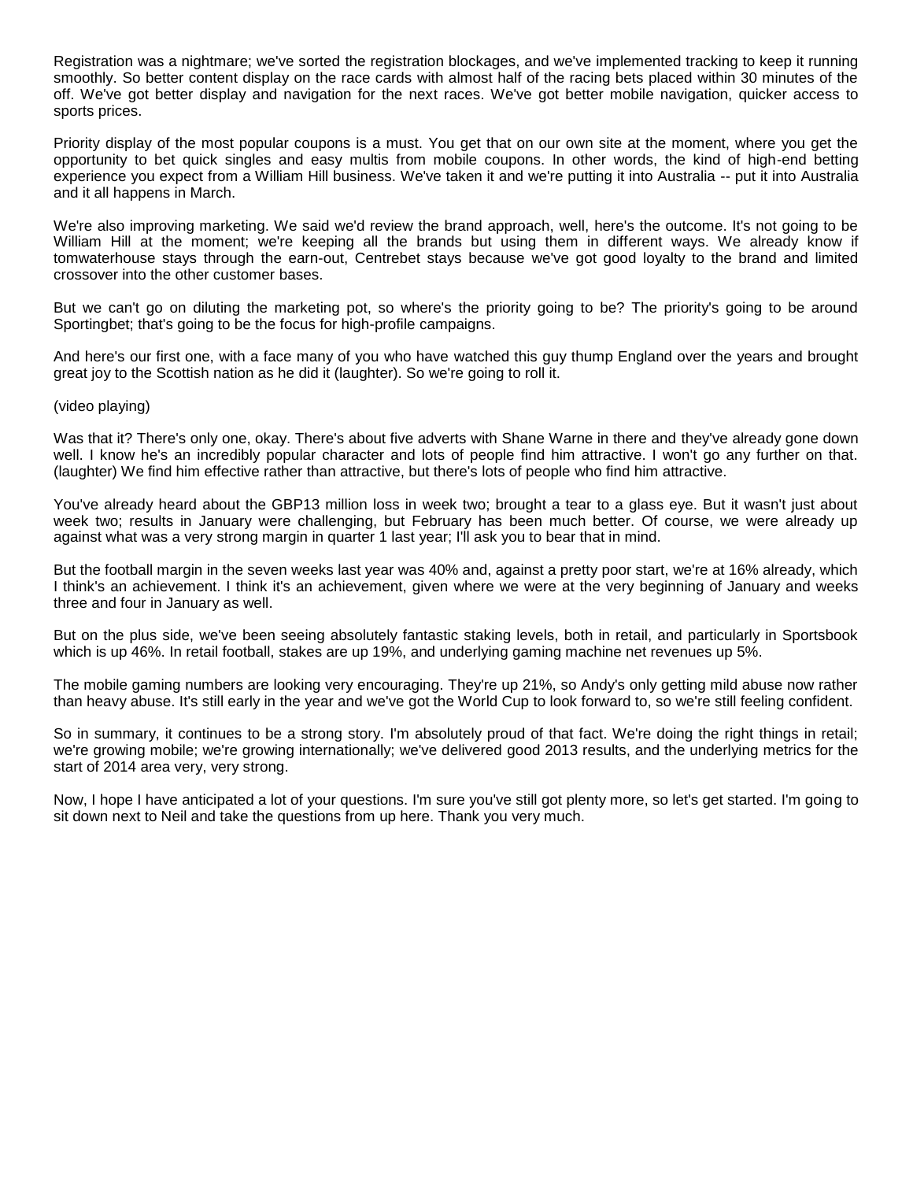Registration was a nightmare; we've sorted the registration blockages, and we've implemented tracking to keep it running smoothly. So better content display on the race cards with almost half of the racing bets placed within 30 minutes of the off. We've got better display and navigation for the next races. We've got better mobile navigation, quicker access to sports prices.

Priority display of the most popular coupons is a must. You get that on our own site at the moment, where you get the opportunity to bet quick singles and easy multis from mobile coupons. In other words, the kind of high-end betting experience you expect from a William Hill business. We've taken it and we're putting it into Australia -- put it into Australia and it all happens in March.

We're also improving marketing. We said we'd review the brand approach, well, here's the outcome. It's not going to be William Hill at the moment; we're keeping all the brands but using them in different ways. We already know if tomwaterhouse stays through the earn-out, Centrebet stays because we've got good loyalty to the brand and limited crossover into the other customer bases.

But we can't go on diluting the marketing pot, so where's the priority going to be? The priority's going to be around Sportingbet; that's going to be the focus for high-profile campaigns.

And here's our first one, with a face many of you who have watched this guy thump England over the years and brought great joy to the Scottish nation as he did it (laughter). So we're going to roll it.

(video playing)

Was that it? There's only one, okay. There's about five adverts with Shane Warne in there and they've already gone down well. I know he's an incredibly popular character and lots of people find him attractive. I won't go any further on that. (laughter) We find him effective rather than attractive, but there's lots of people who find him attractive.

You've already heard about the GBP13 million loss in week two; brought a tear to a glass eye. But it wasn't just about week two; results in January were challenging, but February has been much better. Of course, we were already up against what was a very strong margin in quarter 1 last year; I'll ask you to bear that in mind.

But the football margin in the seven weeks last year was 40% and, against a pretty poor start, we're at 16% already, which I think's an achievement. I think it's an achievement, given where we were at the very beginning of January and weeks three and four in January as well.

But on the plus side, we've been seeing absolutely fantastic staking levels, both in retail, and particularly in Sportsbook which is up 46%. In retail football, stakes are up 19%, and underlying gaming machine net revenues up 5%.

The mobile gaming numbers are looking very encouraging. They're up 21%, so Andy's only getting mild abuse now rather than heavy abuse. It's still early in the year and we've got the World Cup to look forward to, so we're still feeling confident.

So in summary, it continues to be a strong story. I'm absolutely proud of that fact. We're doing the right things in retail; we're growing mobile; we're growing internationally; we've delivered good 2013 results, and the underlying metrics for the start of 2014 area very, very strong.

Now, I hope I have anticipated a lot of your questions. I'm sure you've still got plenty more, so let's get started. I'm going to sit down next to Neil and take the questions from up here. Thank you very much.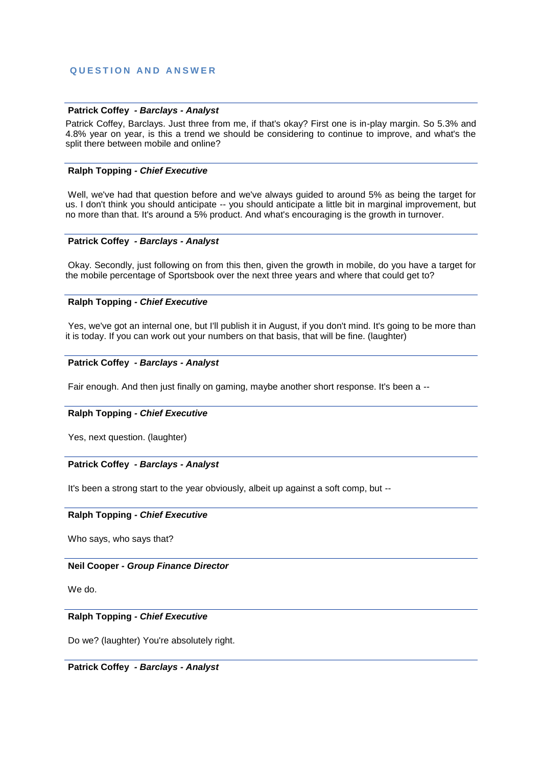## QUESTION AND ANSWER

**Patrick Coffey** *- Barclays - Analyst*

Patrick Coffey, Barclays. Just three from me, if that's okay? First one is in-play margin. So 5.3% and 4.8% year on year, is this a trend we should be considering to continue to improve, and what's the split there between mobile and online?

**Ralph Topping** *- Chief Executive*

Well, we've had that question before and we've always guided to around 5% as being the target for us. I don't think you should anticipate -- you should anticipate a little bit in marginal improvement, but no more than that. It's around a 5% product. And what's encouraging is the growth in turnover.

**Patrick Coffey** *- Barclays - Analyst*

Okay. Secondly, just following on from this then, given the growth in mobile, do you have a target for the mobile percentage of Sportsbook over the next three years and where that could get to?

**Ralph Topping** *- Chief Executive*

Yes, we've got an internal one, but I'll publish it in August, if you don't mind. It's going to be more than it is today. If you can work out your numbers on that basis, that will be fine. (laughter)

**Patrick Coffey** *- Barclays - Analyst*

Fair enough. And then just finally on gaming, maybe another short response. It's been a --

**Ralph Topping** *- Chief Executive*

Yes, next question. (laughter)

**Patrick Coffey** *- Barclays - Analyst*

It's been a strong start to the year obviously, albeit up against a soft comp, but --

**Ralph Topping** *- Chief Executive*

Who says, who says that?

**Neil Cooper** *- Group Finance Director*

We do.

**Ralph Topping** *- Chief Executive*

Do we? (laughter) You're absolutely right.

**Patrick Coffey** *- Barclays - Analyst*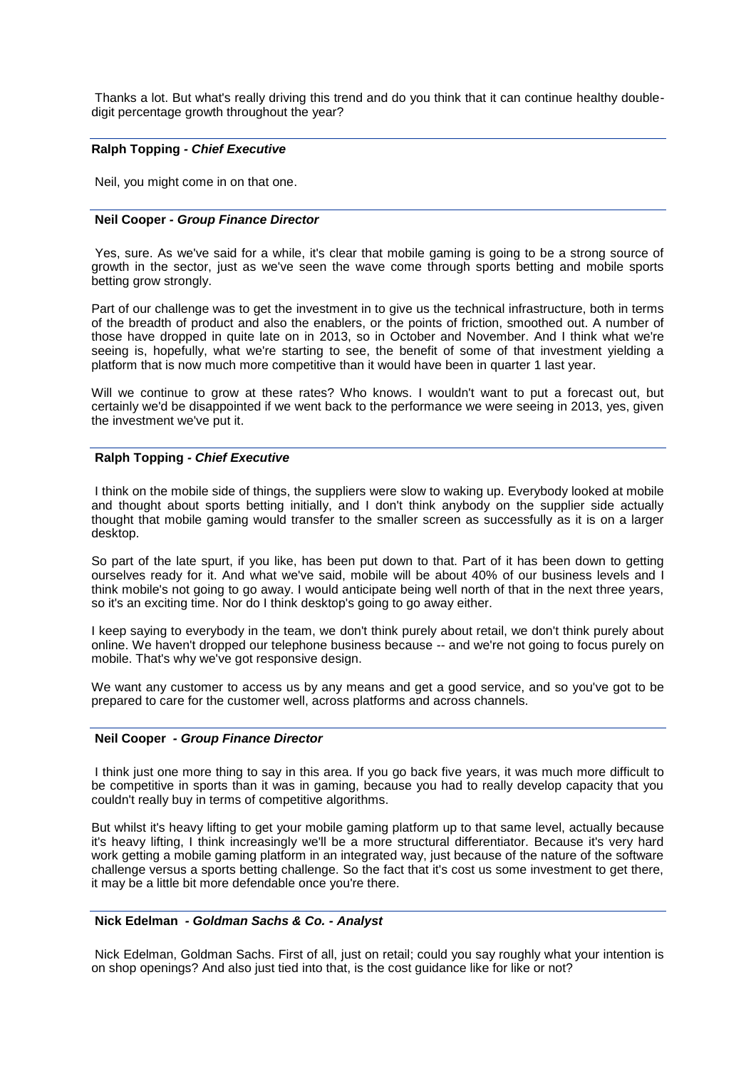Thanks a lot. But what's really driving this trend and do you think that it can continue healthy double-digit percentage growth throughout the year?

---

**Ralph Topping** *- Chief Executive*

Neil, you might come in on that one.

---

**Neil Cooper** *- Group Finance Director*

Yes, sure. As we've said for a while, it's clear that mobile gaming is going to be a strong source of growth in the sector, just as we've seen the wave come through sports betting and mobile sports betting grow strongly.

Part of our challenge was to get the investment in to give us the technical infrastructure, both in terms of the breadth of product and also the enablers, or the points of friction, smoothed out. A number of those have dropped in quite late on in 2013, so in October and November. And I think what we're seeing is, hopefully, what we're starting to see, the benefit of some of that investment yielding a platform that is now much more competitive than it would have been in quarter 1 last year.

Will we continue to grow at these rates? Who knows. I wouldn't want to put a forecast out, but certainly we'd be disappointed if we went back to the performance we were seeing in 2013, yes, given the investment we've put it.

---

**Ralph Topping** *- Chief Executive*

I think on the mobile side of things, the suppliers were slow to waking up. Everybody looked at mobile and thought about sports betting initially, and I don't think anybody on the supplier side actually thought that mobile gaming would transfer to the smaller screen as successfully as it is on a larger desktop.

So part of the late spurt, if you like, has been put down to that. Part of it has been down to getting ourselves ready for it. And what we've said, mobile will be about 40% of our business levels and I think mobile's not going to go away. I would anticipate being well north of that in the next three years, so it's an exciting time. Nor do I think desktop's going to go away either.

I keep saying to everybody in the team, we don't think purely about retail, we don't think purely about online. We haven't dropped our telephone business because -- and we're not going to focus purely on mobile. That's why we've got responsive design.

We want any customer to access us by any means and get a good service, and so you've got to be prepared to care for the customer well, across platforms and across channels.

---

**Neil Cooper** *- Group Finance Director*

I think just one more thing to say in this area. If you go back five years, it was much more difficult to be competitive in sports than it was in gaming, because you had to really develop capacity that you couldn't really buy in terms of competitive algorithms.

But whilst it's heavy lifting to get your mobile gaming platform up to that same level, actually because it's heavy lifting, I think increasingly we'll be a more structural differentiator. Because it's very hard work getting a mobile gaming platform in an integrated way, just because of the nature of the software challenge versus a sports betting challenge. So the fact that it's cost us some investment to get there, it may be a little bit more defendable once you're there.

---

**Nick Edelman** *- Goldman Sachs & Co. - Analyst*

Nick Edelman, Goldman Sachs. First of all, just on retail; could you say roughly what your intention is on shop openings? And also just tied into that, is the cost guidance like for like or not?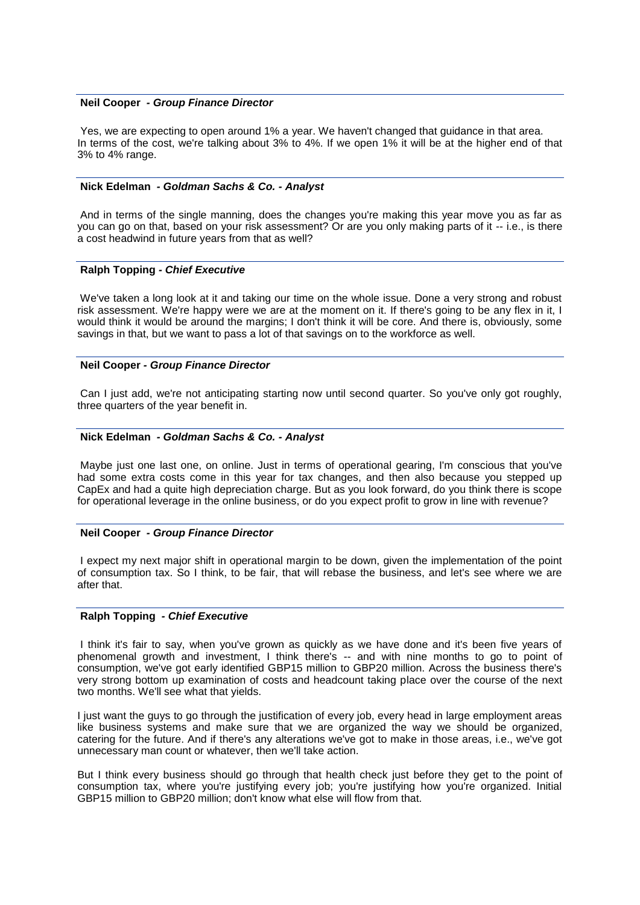**Neil Cooper** *- Group Finance Director*

Yes, we are expecting to open around 1% a year. We haven't changed that guidance in that area. In terms of the cost, we're talking about 3% to 4%. If we open 1% it will be at the higher end of that 3% to 4% range.

---

**Nick Edelman** *- Goldman Sachs & Co. - Analyst*

And in terms of the single manning, does the changes you're making this year move you as far as you can go on that, based on your risk assessment? Or are you only making parts of it -- i.e., is there a cost headwind in future years from that as well?

---

**Ralph Topping** *- Chief Executive*

We've taken a long look at it and taking our time on the whole issue. Done a very strong and robust risk assessment. We're happy were we are at the moment on it. If there's going to be any flex in it, I would think it would be around the margins; I don't think it will be core. And there is, obviously, some savings in that, but we want to pass a lot of that savings on to the workforce as well.

---

**Neil Cooper** *- Group Finance Director*

Can I just add, we're not anticipating starting now until second quarter. So you've only got roughly, three quarters of the year benefit in.

---

**Nick Edelman** *- Goldman Sachs & Co. - Analyst*

Maybe just one last one, on online. Just in terms of operational gearing, I'm conscious that you've had some extra costs come in this year for tax changes, and then also because you stepped up CapEx and had a quite high depreciation charge. But as you look forward, do you think there is scope for operational leverage in the online business, or do you expect profit to grow in line with revenue?

---

**Neil Cooper** *- Group Finance Director*

I expect my next major shift in operational margin to be down, given the implementation of the point of consumption tax. So I think, to be fair, that will rebase the business, and let's see where we are after that.

---

**Ralph Topping** *- Chief Executive*

I think it's fair to say, when you've grown as quickly as we have done and it's been five years of phenomenal growth and investment, I think there's -- and with nine months to go to point of consumption, we've got early identified GBP15 million to GBP20 million. Across the business there's very strong bottom up examination of costs and headcount taking place over the course of the next two months. We'll see what that yields.

I just want the guys to go through the justification of every job, every head in large employment areas like business systems and make sure that we are organized the way we should be organized, catering for the future. And if there's any alterations we've got to make in those areas, i.e., we've got unnecessary man count or whatever, then we'll take action.

But I think every business should go through that health check just before they get to the point of consumption tax, where you're justifying every job; you're justifying how you're organized. Initial GBP15 million to GBP20 million; don't know what else will flow from that.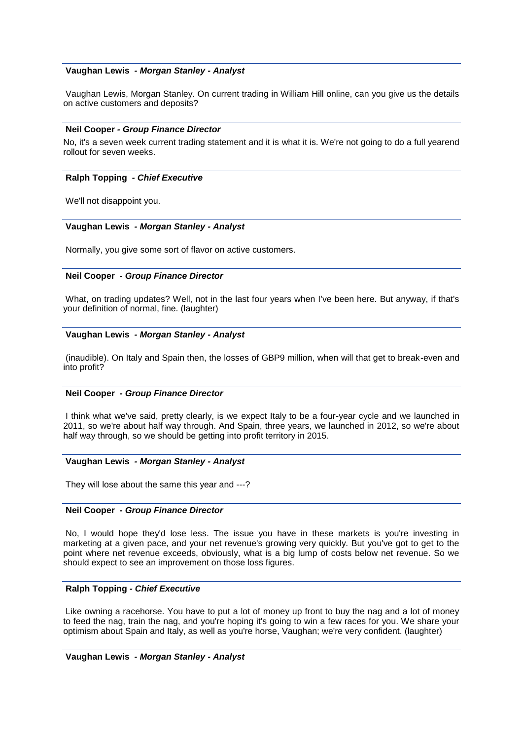**Vaughan Lewis** *- Morgan Stanley - Analyst*

Vaughan Lewis, Morgan Stanley. On current trading in William Hill online, can you give us the details on active customers and deposits?

**Neil Cooper** *- Group Finance Director*

No, it's a seven week current trading statement and it is what it is. We're not going to do a full yearend rollout for seven weeks.

**Ralph Topping** *- Chief Executive*

We'll not disappoint you.

**Vaughan Lewis** *- Morgan Stanley - Analyst*

Normally, you give some sort of flavor on active customers.

**Neil Cooper** *- Group Finance Director*

What, on trading updates? Well, not in the last four years when I've been here. But anyway, if that's your definition of normal, fine. (laughter)

**Vaughan Lewis** *- Morgan Stanley - Analyst*

(inaudible). On Italy and Spain then, the losses of GBP9 million, when will that get to break-even and into profit?

**Neil Cooper** *- Group Finance Director*

I think what we've said, pretty clearly, is we expect Italy to be a four-year cycle and we launched in 2011, so we're about half way through. And Spain, three years, we launched in 2012, so we're about half way through, so we should be getting into profit territory in 2015.

**Vaughan Lewis** *- Morgan Stanley - Analyst*

They will lose about the same this year and ---?

**Neil Cooper** *- Group Finance Director*

No, I would hope they'd lose less. The issue you have in these markets is you're investing in marketing at a given pace, and your net revenue's growing very quickly. But you've got to get to the point where net revenue exceeds, obviously, what is a big lump of costs below net revenue. So we should expect to see an improvement on those loss figures.

**Ralph Topping** *- Chief Executive*

Like owning a racehorse. You have to put a lot of money up front to buy the nag and a lot of money to feed the nag, train the nag, and you're hoping it's going to win a few races for you. We share your optimism about Spain and Italy, as well as you're horse, Vaughan; we're very confident. (laughter)

**Vaughan Lewis** *- Morgan Stanley - Analyst*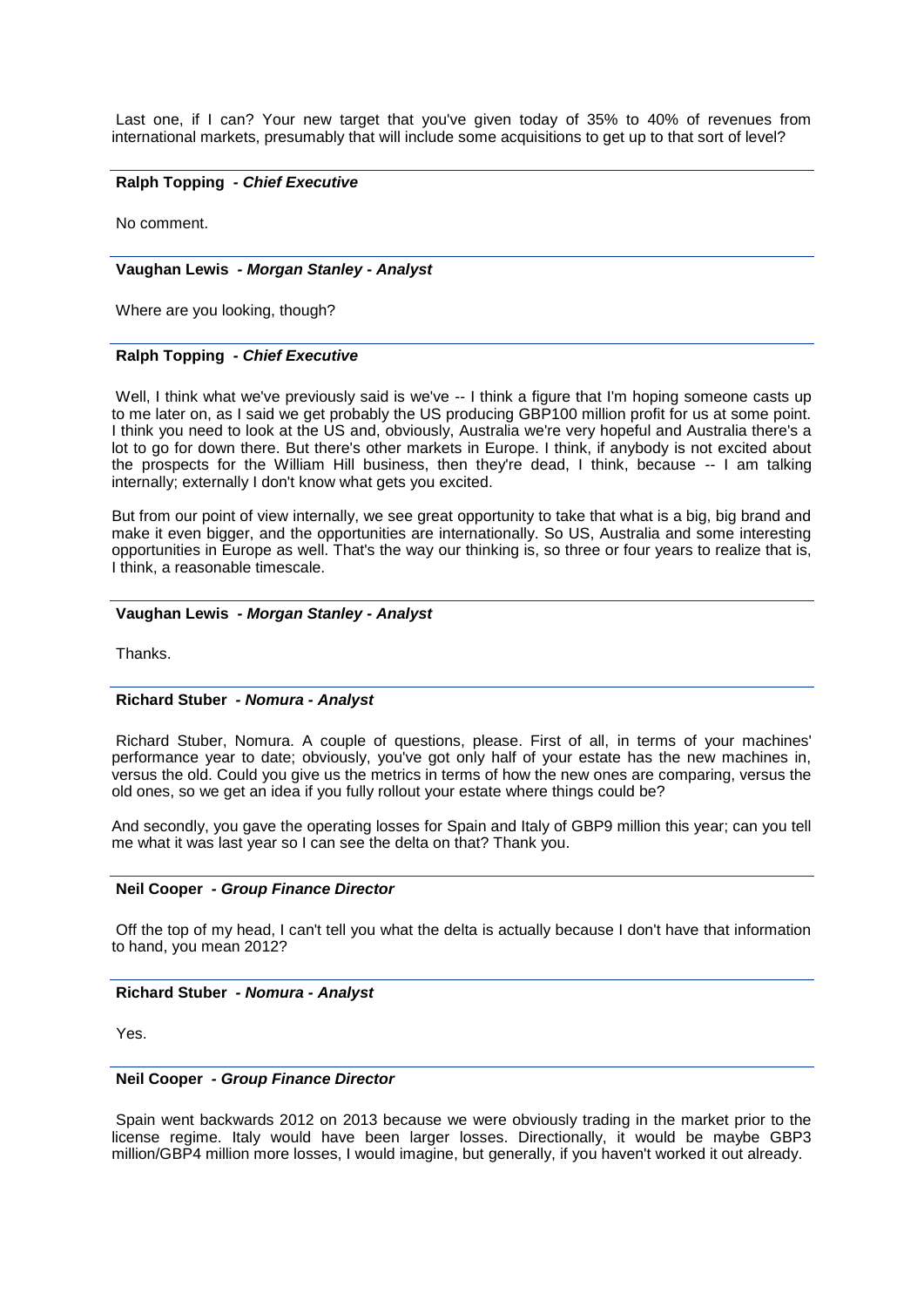Last one, if I can? Your new target that you've given today of 35% to 40% of revenues from international markets, presumably that will include some acquisitions to get up to that sort of level?

**Ralph Topping** *- Chief Executive*

No comment.

**Vaughan Lewis** *- Morgan Stanley - Analyst*

Where are you looking, though?

**Ralph Topping** *- Chief Executive*

Well, I think what we've previously said is we've -- I think a figure that I'm hoping someone casts up to me later on, as I said we get probably the US producing GBP100 million profit for us at some point. I think you need to look at the US and, obviously, Australia we're very hopeful and Australia there's a lot to go for down there. But there's other markets in Europe. I think, if anybody is not excited about the prospects for the William Hill business, then they're dead, I think, because -- I am talking internally; externally I don't know what gets you excited.

But from our point of view internally, we see great opportunity to take that what is a big, big brand and make it even bigger, and the opportunities are internationally. So US, Australia and some interesting opportunities in Europe as well. That's the way our thinking is, so three or four years to realize that is, I think, a reasonable timescale.

**Vaughan Lewis** *- Morgan Stanley - Analyst*

Thanks.

**Richard Stuber** *- Nomura - Analyst*

Richard Stuber, Nomura. A couple of questions, please. First of all, in terms of your machines' performance year to date; obviously, you've got only half of your estate has the new machines in, versus the old. Could you give us the metrics in terms of how the new ones are comparing, versus the old ones, so we get an idea if you fully rollout your estate where things could be?

And secondly, you gave the operating losses for Spain and Italy of GBP9 million this year; can you tell me what it was last year so I can see the delta on that? Thank you.

**Neil Cooper** *- Group Finance Director*

Off the top of my head, I can't tell you what the delta is actually because I don't have that information to hand, you mean 2012?

**Richard Stuber** *- Nomura - Analyst*

Yes.

**Neil Cooper** *- Group Finance Director*

Spain went backwards 2012 on 2013 because we were obviously trading in the market prior to the license regime. Italy would have been larger losses. Directionally, it would be maybe GBP3 million/GBP4 million more losses, I would imagine, but generally, if you haven't worked it out already.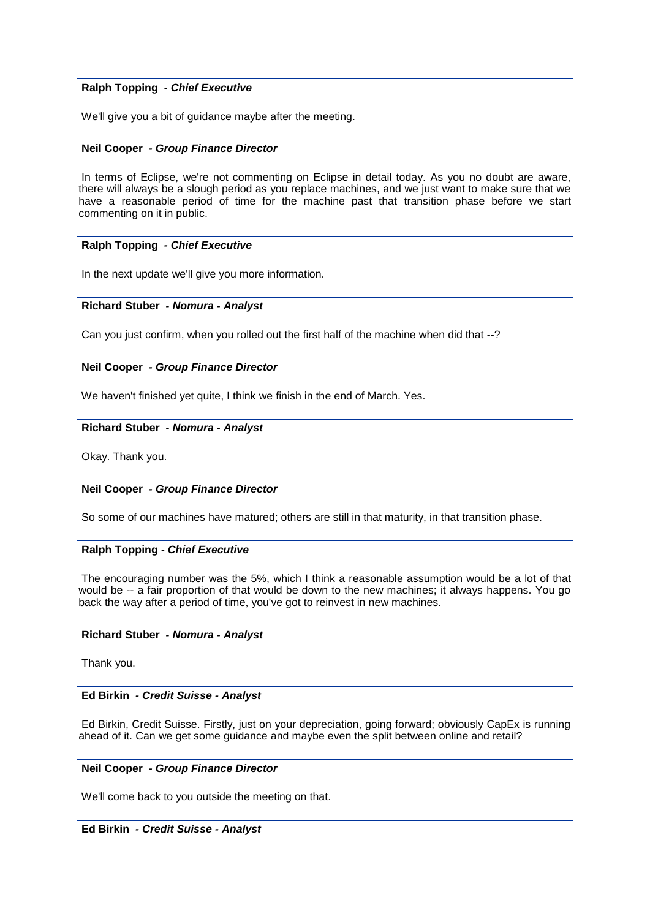**Ralph Topping** *- Chief Executive*

We'll give you a bit of guidance maybe after the meeting.

**Neil Cooper** *- Group Finance Director*

In terms of Eclipse, we're not commenting on Eclipse in detail today. As you no doubt are aware, there will always be a slough period as you replace machines, and we just want to make sure that we have a reasonable period of time for the machine past that transition phase before we start commenting on it in public.

**Ralph Topping** *- Chief Executive*

In the next update we'll give you more information.

**Richard Stuber** *- Nomura - Analyst*

Can you just confirm, when you rolled out the first half of the machine when did that --?

**Neil Cooper** *- Group Finance Director*

We haven't finished yet quite, I think we finish in the end of March. Yes.

**Richard Stuber** *- Nomura - Analyst*

Okay. Thank you.

**Neil Cooper** *- Group Finance Director*

So some of our machines have matured; others are still in that maturity, in that transition phase.

**Ralph Topping** *- Chief Executive*

The encouraging number was the 5%, which I think a reasonable assumption would be a lot of that would be -- a fair proportion of that would be down to the new machines; it always happens. You go back the way after a period of time, you've got to reinvest in new machines.

**Richard Stuber** *- Nomura - Analyst*

Thank you.

**Ed Birkin** *- Credit Suisse - Analyst*

Ed Birkin, Credit Suisse. Firstly, just on your depreciation, going forward; obviously CapEx is running ahead of it. Can we get some guidance and maybe even the split between online and retail?

**Neil Cooper** *- Group Finance Director*

We'll come back to you outside the meeting on that.

**Ed Birkin** *- Credit Suisse - Analyst*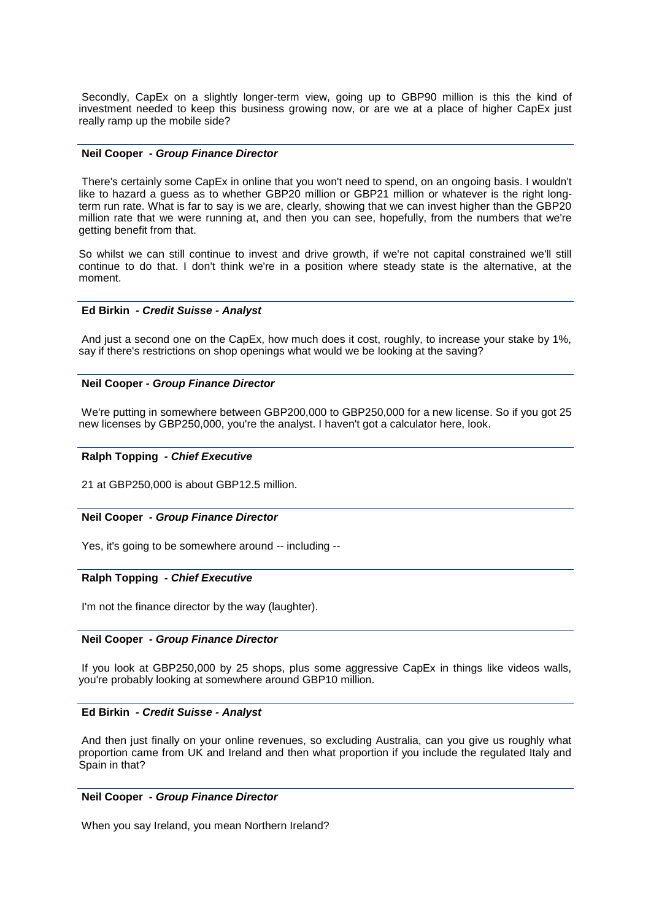Secondly, CapEx on a slightly longer-term view, going up to GBP90 million is this the kind of investment needed to keep this business growing now, or are we at a place of higher CapEx just really ramp up the mobile side?

**Neil Cooper - *Group Finance Director***

There's certainly some CapEx in online that you won't need to spend, on an ongoing basis. I wouldn't like to hazard a guess as to whether GBP20 million or GBP21 million or whatever is the right long-term run rate. What is far to say is we are, clearly, showing that we can invest higher than the GBP20 million rate that we were running at, and then you can see, hopefully, from the numbers that we're getting benefit from that.

So whilst we can still continue to invest and drive growth, if we're not capital constrained we'll still continue to do that. I don't think we're in a position where steady state is the alternative, at the moment.

**Ed Birkin - *Credit Suisse - Analyst***

And just a second one on the CapEx, how much does it cost, roughly, to increase your stake by 1%, say if there's restrictions on shop openings what would we be looking at the saving?

**Neil Cooper - *Group Finance Director***

We're putting in somewhere between GBP200,000 to GBP250,000 for a new license. So if you got 25 new licenses by GBP250,000, you're the analyst. I haven't got a calculator here, look.

**Ralph Topping - *Chief Executive***

21 at GBP250,000 is about GBP12.5 million.

**Neil Cooper - *Group Finance Director***

Yes, it's going to be somewhere around -- including --

**Ralph Topping - *Chief Executive***

I'm not the finance director by the way (laughter).

**Neil Cooper - *Group Finance Director***

If you look at GBP250,000 by 25 shops, plus some aggressive CapEx in things like videos walls, you're probably looking at somewhere around GBP10 million.

**Ed Birkin - *Credit Suisse - Analyst***

And then just finally on your online revenues, so excluding Australia, can you give us roughly what proportion came from UK and Ireland and then what proportion if you include the regulated Italy and Spain in that?

**Neil Cooper - *Group Finance Director***

When you say Ireland, you mean Northern Ireland?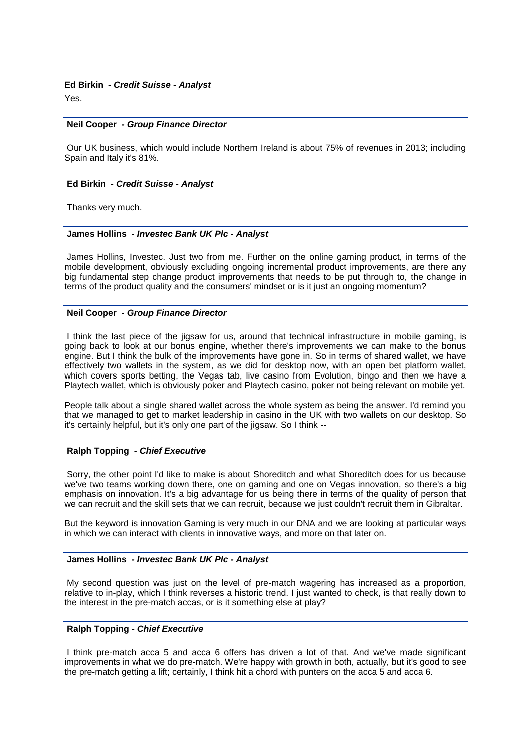**Ed Birkin** *- Credit Suisse - Analyst*

Yes.

---

**Neil Cooper** *- Group Finance Director*

Our UK business, which would include Northern Ireland is about 75% of revenues in 2013; including Spain and Italy it's 81%.

---

**Ed Birkin** *- Credit Suisse - Analyst*

Thanks very much.

---

**James Hollins** *- Investec Bank UK Plc - Analyst*

James Hollins, Investec. Just two from me. Further on the online gaming product, in terms of the mobile development, obviously excluding ongoing incremental product improvements, are there any big fundamental step change product improvements that needs to be put through to, the change in terms of the product quality and the consumers' mindset or is it just an ongoing momentum?

---

**Neil Cooper** *- Group Finance Director*

I think the last piece of the jigsaw for us, around that technical infrastructure in mobile gaming, is going back to look at our bonus engine, whether there's improvements we can make to the bonus engine. But I think the bulk of the improvements have gone in. So in terms of shared wallet, we have effectively two wallets in the system, as we did for desktop now, with an open bet platform wallet, which covers sports betting, the Vegas tab, live casino from Evolution, bingo and then we have a Playtech wallet, which is obviously poker and Playtech casino, poker not being relevant on mobile yet.

People talk about a single shared wallet across the whole system as being the answer. I'd remind you that we managed to get to market leadership in casino in the UK with two wallets on our desktop. So it's certainly helpful, but it's only one part of the jigsaw. So I think --

---

**Ralph Topping** *- Chief Executive*

Sorry, the other point I'd like to make is about Shoreditch and what Shoreditch does for us because we've two teams working down there, one on gaming and one on Vegas innovation, so there's a big emphasis on innovation. It's a big advantage for us being there in terms of the quality of person that we can recruit and the skill sets that we can recruit, because we just couldn't recruit them in Gibraltar.

But the keyword is innovation Gaming is very much in our DNA and we are looking at particular ways in which we can interact with clients in innovative ways, and more on that later on.

---

**James Hollins** *- Investec Bank UK Plc - Analyst*

My second question was just on the level of pre-match wagering has increased as a proportion, relative to in-play, which I think reverses a historic trend. I just wanted to check, is that really down to the interest in the pre-match accas, or is it something else at play?

---

**Ralph Topping** *- Chief Executive*

I think pre-match acca 5 and acca 6 offers has driven a lot of that. And we've made significant improvements in what we do pre-match. We're happy with growth in both, actually, but it's good to see the pre-match getting a lift; certainly, I think hit a chord with punters on the acca 5 and acca 6.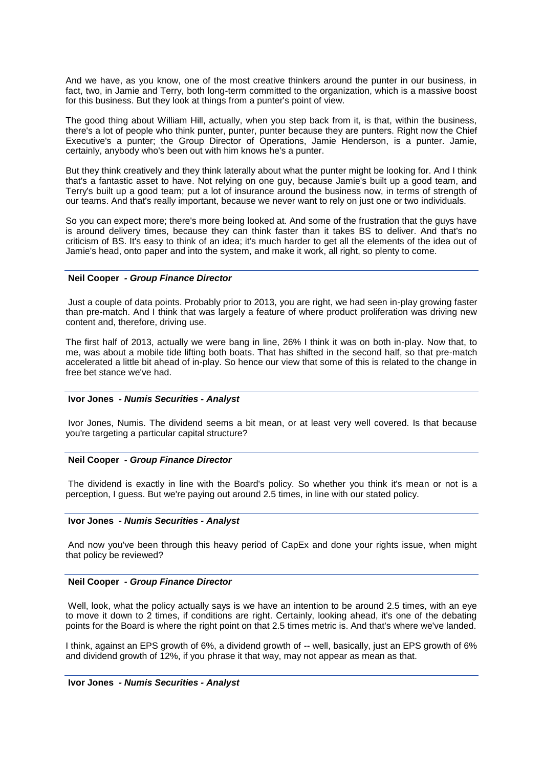And we have, as you know, one of the most creative thinkers around the punter in our business, in fact, two, in Jamie and Terry, both long-term committed to the organization, which is a massive boost for this business. But they look at things from a punter's point of view.

The good thing about William Hill, actually, when you step back from it, is that, within the business, there's a lot of people who think punter, punter, punter because they are punters. Right now the Chief Executive's a punter; the Group Director of Operations, Jamie Henderson, is a punter. Jamie, certainly, anybody who's been out with him knows he's a punter.

But they think creatively and they think laterally about what the punter might be looking for. And I think that's a fantastic asset to have. Not relying on one guy, because Jamie's built up a good team, and Terry's built up a good team; put a lot of insurance around the business now, in terms of strength of our teams. And that's really important, because we never want to rely on just one or two individuals.

So you can expect more; there's more being looked at. And some of the frustration that the guys have is around delivery times, because they can think faster than it takes BS to deliver. And that's no criticism of BS. It's easy to think of an idea; it's much harder to get all the elements of the idea out of Jamie's head, onto paper and into the system, and make it work, all right, so plenty to come.

---

**Neil Cooper** *- Group Finance Director*

Just a couple of data points. Probably prior to 2013, you are right, we had seen in-play growing faster than pre-match. And I think that was largely a feature of where product proliferation was driving new content and, therefore, driving use.

The first half of 2013, actually we were bang in line, 26% I think it was on both in-play. Now that, to me, was about a mobile tide lifting both boats. That has shifted in the second half, so that pre-match accelerated a little bit ahead of in-play. So hence our view that some of this is related to the change in free bet stance we've had.

---

**Ivor Jones** *- Numis Securities - Analyst*

Ivor Jones, Numis. The dividend seems a bit mean, or at least very well covered. Is that because you're targeting a particular capital structure?

---

**Neil Cooper** *- Group Finance Director*

The dividend is exactly in line with the Board's policy. So whether you think it's mean or not is a perception, I guess. But we're paying out around 2.5 times, in line with our stated policy.

---

**Ivor Jones** *- Numis Securities - Analyst*

And now you've been through this heavy period of CapEx and done your rights issue, when might that policy be reviewed?

---

**Neil Cooper** *- Group Finance Director*

Well, look, what the policy actually says is we have an intention to be around 2.5 times, with an eye to move it down to 2 times, if conditions are right. Certainly, looking ahead, it's one of the debating points for the Board is where the right point on that 2.5 times metric is. And that's where we've landed.

I think, against an EPS growth of 6%, a dividend growth of -- well, basically, just an EPS growth of 6% and dividend growth of 12%, if you phrase it that way, may not appear as mean as that.

---

**Ivor Jones** *- Numis Securities - Analyst*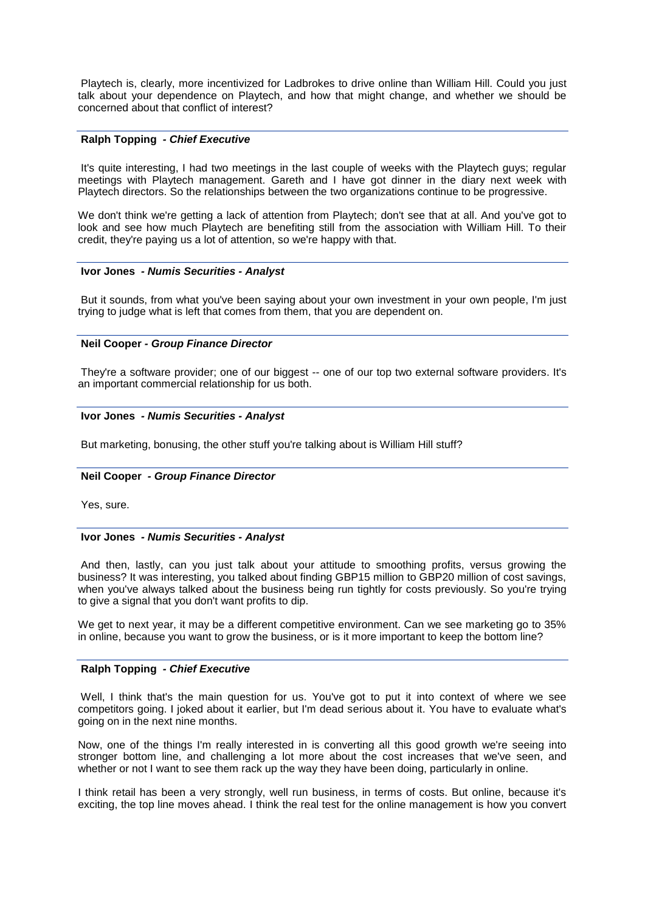Playtech is, clearly, more incentivized for Ladbrokes to drive online than William Hill. Could you just talk about your dependence on Playtech, and how that might change, and whether we should be concerned about that conflict of interest?

---

**Ralph Topping** - ***Chief Executive***

It's quite interesting, I had two meetings in the last couple of weeks with the Playtech guys; regular meetings with Playtech management. Gareth and I have got dinner in the diary next week with Playtech directors. So the relationships between the two organizations continue to be progressive.

We don't think we're getting a lack of attention from Playtech; don't see that at all. And you've got to look and see how much Playtech are benefiting still from the association with William Hill. To their credit, they're paying us a lot of attention, so we're happy with that.

---

**Ivor Jones** - ***Numis Securities - Analyst***

But it sounds, from what you've been saying about your own investment in your own people, I'm just trying to judge what is left that comes from them, that you are dependent on.

---

**Neil Cooper** - ***Group Finance Director***

They're a software provider; one of our biggest -- one of our top two external software providers. It's an important commercial relationship for us both.

---

**Ivor Jones** - ***Numis Securities - Analyst***

But marketing, bonusing, the other stuff you're talking about is William Hill stuff?

---

**Neil Cooper** - ***Group Finance Director***

Yes, sure.

---

**Ivor Jones** - ***Numis Securities - Analyst***

And then, lastly, can you just talk about your attitude to smoothing profits, versus growing the business? It was interesting, you talked about finding GBP15 million to GBP20 million of cost savings, when you've always talked about the business being run tightly for costs previously. So you're trying to give a signal that you don't want profits to dip.

We get to next year, it may be a different competitive environment. Can we see marketing go to 35% in online, because you want to grow the business, or is it more important to keep the bottom line?

---

**Ralph Topping** - ***Chief Executive***

Well, I think that's the main question for us. You've got to put it into context of where we see competitors going. I joked about it earlier, but I'm dead serious about it. You have to evaluate what's going on in the next nine months.

Now, one of the things I'm really interested in is converting all this good growth we're seeing into stronger bottom line, and challenging a lot more about the cost increases that we've seen, and whether or not I want to see them rack up the way they have been doing, particularly in online.

I think retail has been a very strongly, well run business, in terms of costs. But online, because it's exciting, the top line moves ahead. I think the real test for the online management is how you convert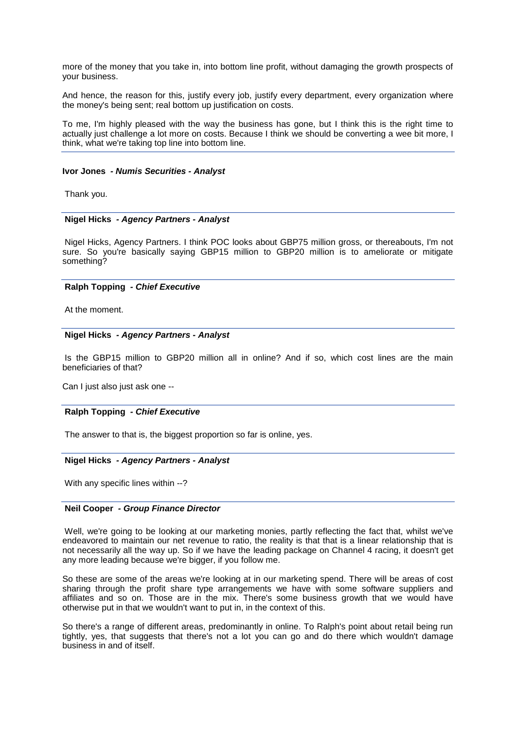more of the money that you take in, into bottom line profit, without damaging the growth prospects of your business.

And hence, the reason for this, justify every job, justify every department, every organization where the money's being sent; real bottom up justification on costs.

To me, I'm highly pleased with the way the business has gone, but I think this is the right time to actually just challenge a lot more on costs. Because I think we should be converting a wee bit more, I think, what we're taking top line into bottom line.

---

**Ivor Jones** *- Numis Securities - Analyst*

Thank you.

---

**Nigel Hicks** *- Agency Partners - Analyst*

Nigel Hicks, Agency Partners. I think POC looks about GBP75 million gross, or thereabouts, I'm not sure. So you're basically saying GBP15 million to GBP20 million is to ameliorate or mitigate something?

---

**Ralph Topping** *- Chief Executive*

At the moment.

---

**Nigel Hicks** *- Agency Partners - Analyst*

Is the GBP15 million to GBP20 million all in online? And if so, which cost lines are the main beneficiaries of that?

Can I just also just ask one --

---

**Ralph Topping** *- Chief Executive*

The answer to that is, the biggest proportion so far is online, yes.

---

**Nigel Hicks** *- Agency Partners - Analyst*

With any specific lines within --?

---

**Neil Cooper** *- Group Finance Director*

Well, we're going to be looking at our marketing monies, partly reflecting the fact that, whilst we've endeavored to maintain our net revenue to ratio, the reality is that that is a linear relationship that is not necessarily all the way up. So if we have the leading package on Channel 4 racing, it doesn't get any more leading because we're bigger, if you follow me.

So these are some of the areas we're looking at in our marketing spend. There will be areas of cost sharing through the profit share type arrangements we have with some software suppliers and affiliates and so on. Those are in the mix. There's some business growth that we would have otherwise put in that we wouldn't want to put in, in the context of this.

So there's a range of different areas, predominantly in online. To Ralph's point about retail being run tightly, yes, that suggests that there's not a lot you can go and do there which wouldn't damage business in and of itself.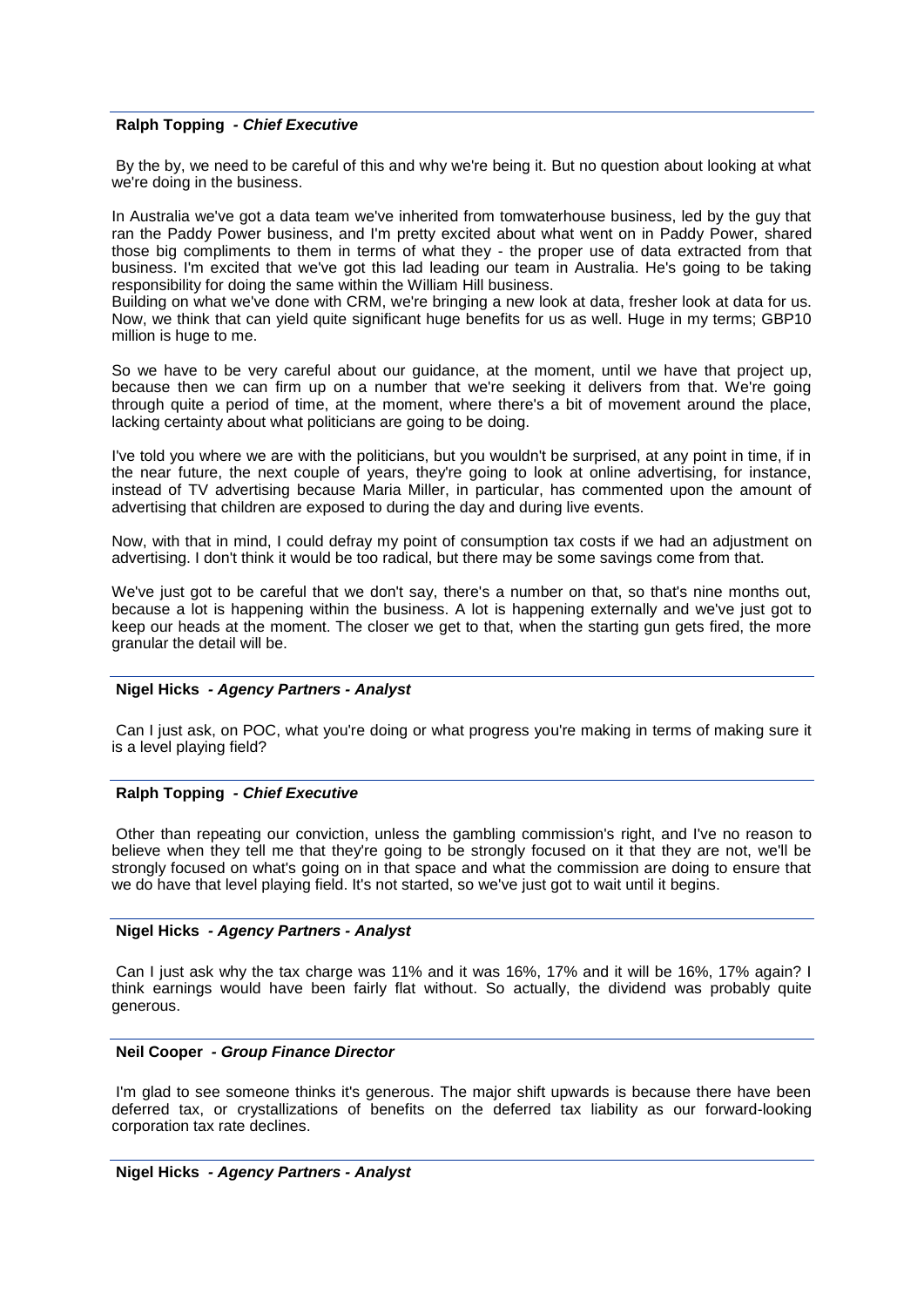**Ralph Topping** *- Chief Executive*

By the by, we need to be careful of this and why we're being it. But no question about looking at what we're doing in the business.

In Australia we've got a data team we've inherited from tomwaterhouse business, led by the guy that ran the Paddy Power business, and I'm pretty excited about what went on in Paddy Power, shared those big compliments to them in terms of what they - the proper use of data extracted from that business. I'm excited that we've got this lad leading our team in Australia. He's going to be taking responsibility for doing the same within the William Hill business.

Building on what we've done with CRM, we're bringing a new look at data, fresher look at data for us. Now, we think that can yield quite significant huge benefits for us as well. Huge in my terms; GBP10 million is huge to me.

So we have to be very careful about our guidance, at the moment, until we have that project up, because then we can firm up on a number that we're seeking it delivers from that. We're going through quite a period of time, at the moment, where there's a bit of movement around the place, lacking certainty about what politicians are going to be doing.

I've told you where we are with the politicians, but you wouldn't be surprised, at any point in time, if in the near future, the next couple of years, they're going to look at online advertising, for instance, instead of TV advertising because Maria Miller, in particular, has commented upon the amount of advertising that children are exposed to during the day and during live events.

Now, with that in mind, I could defray my point of consumption tax costs if we had an adjustment on advertising. I don't think it would be too radical, but there may be some savings come from that.

We've just got to be careful that we don't say, there's a number on that, so that's nine months out, because a lot is happening within the business. A lot is happening externally and we've just got to keep our heads at the moment. The closer we get to that, when the starting gun gets fired, the more granular the detail will be.

**Nigel Hicks** *- Agency Partners - Analyst*

Can I just ask, on POC, what you're doing or what progress you're making in terms of making sure it is a level playing field?

**Ralph Topping** *- Chief Executive*

Other than repeating our conviction, unless the gambling commission's right, and I've no reason to believe when they tell me that they're going to be strongly focused on it that they are not, we'll be strongly focused on what's going on in that space and what the commission are doing to ensure that we do have that level playing field. It's not started, so we've just got to wait until it begins.

**Nigel Hicks** *- Agency Partners - Analyst*

Can I just ask why the tax charge was 11% and it was 16%, 17% and it will be 16%, 17% again? I think earnings would have been fairly flat without. So actually, the dividend was probably quite generous.

**Neil Cooper** *- Group Finance Director*

I'm glad to see someone thinks it's generous. The major shift upwards is because there have been deferred tax, or crystallizations of benefits on the deferred tax liability as our forward-looking corporation tax rate declines.

**Nigel Hicks** *- Agency Partners - Analyst*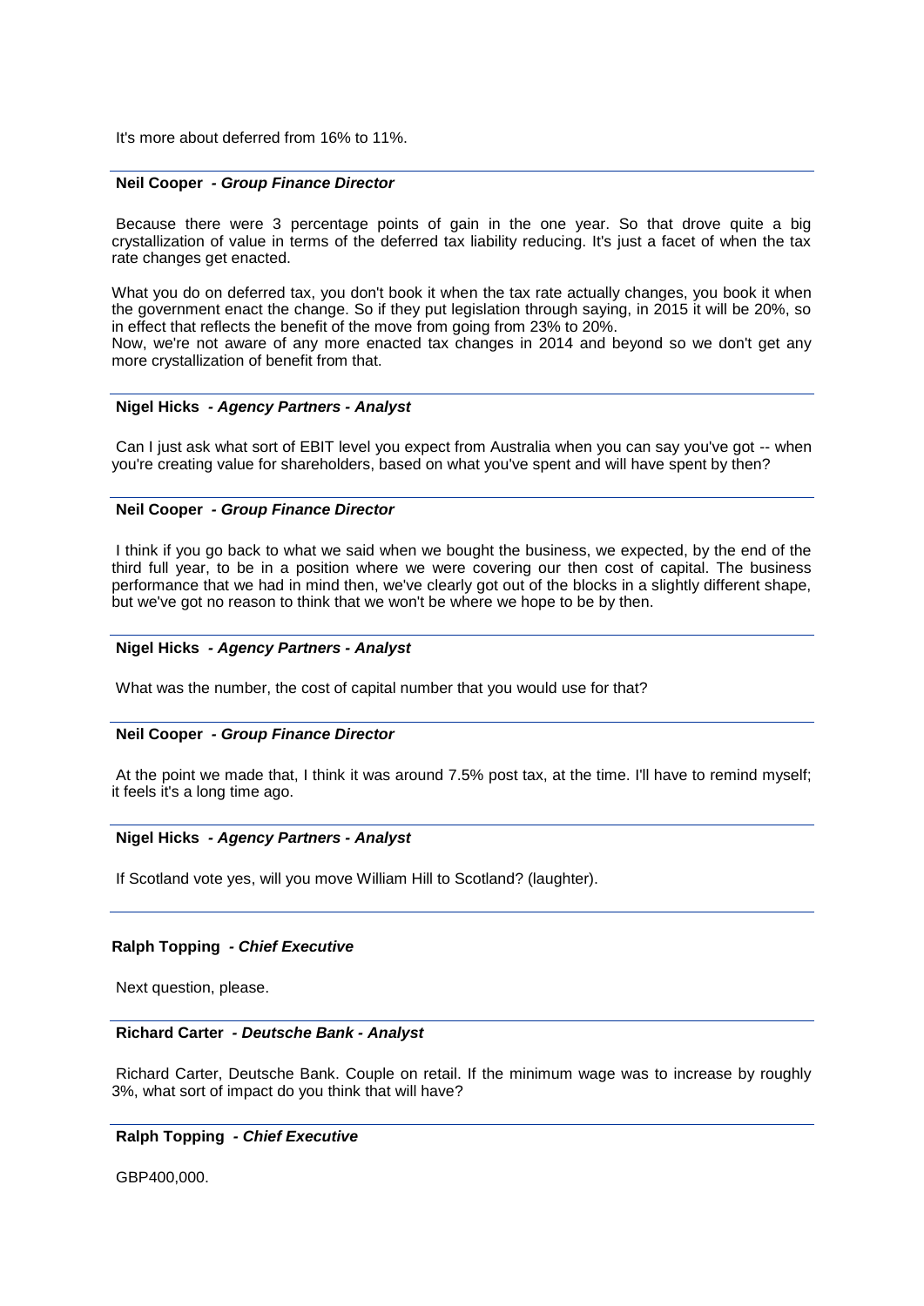It's more about deferred from 16% to 11%.

---

**Neil Cooper** *- Group Finance Director*

Because there were 3 percentage points of gain in the one year. So that drove quite a big crystallization of value in terms of the deferred tax liability reducing. It's just a facet of when the tax rate changes get enacted.

What you do on deferred tax, you don't book it when the tax rate actually changes, you book it when the government enact the change. So if they put legislation through saying, in 2015 it will be 20%, so in effect that reflects the benefit of the move from going from 23% to 20%.
Now, we're not aware of any more enacted tax changes in 2014 and beyond so we don't get any more crystallization of benefit from that.

---

**Nigel Hicks** *- Agency Partners - Analyst*

Can I just ask what sort of EBIT level you expect from Australia when you can say you've got -- when you're creating value for shareholders, based on what you've spent and will have spent by then?

---

**Neil Cooper** *- Group Finance Director*

I think if you go back to what we said when we bought the business, we expected, by the end of the third full year, to be in a position where we were covering our then cost of capital. The business performance that we had in mind then, we've clearly got out of the blocks in a slightly different shape, but we've got no reason to think that we won't be where we hope to be by then.

---

**Nigel Hicks** *- Agency Partners - Analyst*

What was the number, the cost of capital number that you would use for that?

---

**Neil Cooper** *- Group Finance Director*

At the point we made that, I think it was around 7.5% post tax, at the time. I'll have to remind myself; it feels it's a long time ago.

---

**Nigel Hicks** *- Agency Partners - Analyst*

If Scotland vote yes, will you move William Hill to Scotland? (laughter).

---

**Ralph Topping** *- Chief Executive*

Next question, please.

---

**Richard Carter** *- Deutsche Bank - Analyst*

Richard Carter, Deutsche Bank. Couple on retail. If the minimum wage was to increase by roughly 3%, what sort of impact do you think that will have?

---

**Ralph Topping** *- Chief Executive*

GBP400,000.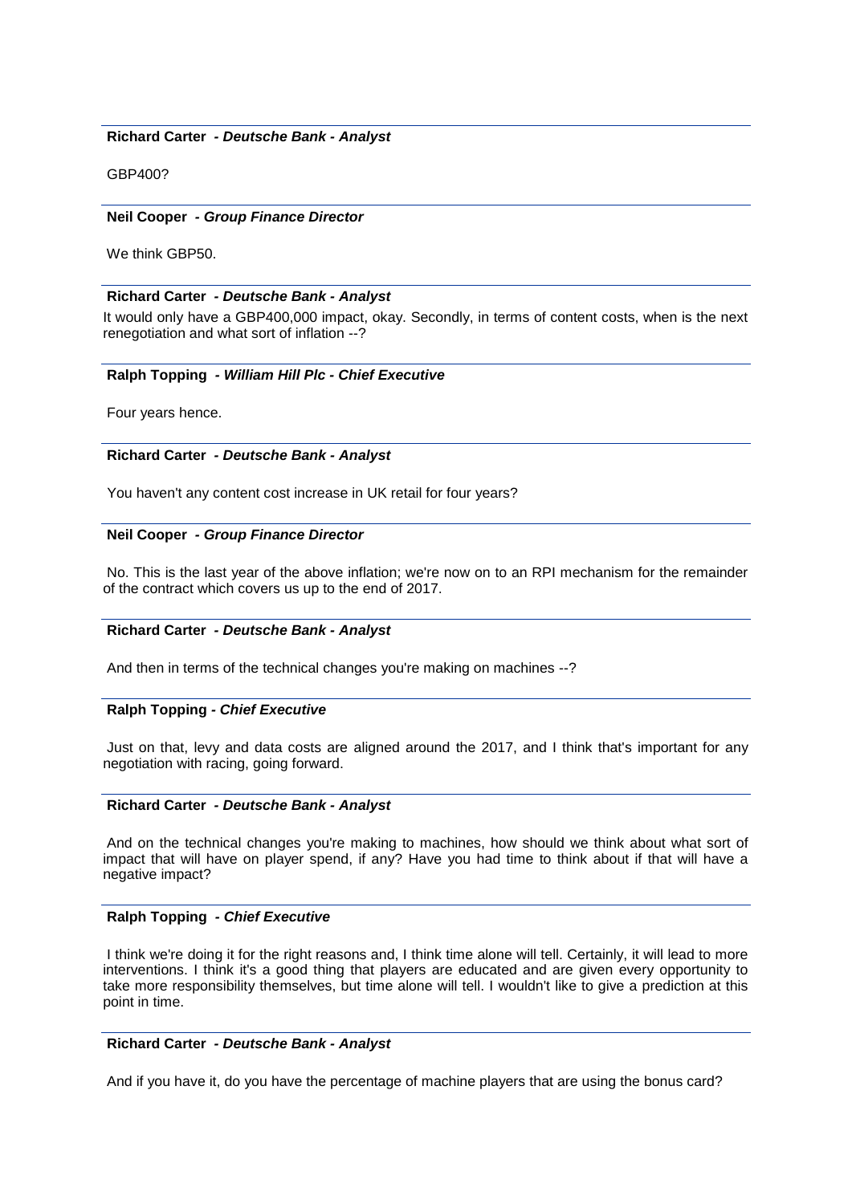**Richard Carter - *Deutsche Bank - Analyst***

GBP400?

**Neil Cooper - *Group Finance Director***

We think GBP50.

**Richard Carter - *Deutsche Bank - Analyst***

It would only have a GBP400,000 impact, okay. Secondly, in terms of content costs, when is the next renegotiation and what sort of inflation --?

**Ralph Topping - *William Hill Plc - Chief Executive***

Four years hence.

**Richard Carter - *Deutsche Bank - Analyst***

You haven't any content cost increase in UK retail for four years?

**Neil Cooper - *Group Finance Director***

No. This is the last year of the above inflation; we're now on to an RPI mechanism for the remainder of the contract which covers us up to the end of 2017.

**Richard Carter - *Deutsche Bank - Analyst***

And then in terms of the technical changes you're making on machines --?

**Ralph Topping - *Chief Executive***

Just on that, levy and data costs are aligned around the 2017, and I think that's important for any negotiation with racing, going forward.

**Richard Carter - *Deutsche Bank - Analyst***

And on the technical changes you're making to machines, how should we think about what sort of impact that will have on player spend, if any? Have you had time to think about if that will have a negative impact?

**Ralph Topping - *Chief Executive***

I think we're doing it for the right reasons and, I think time alone will tell. Certainly, it will lead to more interventions. I think it's a good thing that players are educated and are given every opportunity to take more responsibility themselves, but time alone will tell. I wouldn't like to give a prediction at this point in time.

**Richard Carter - *Deutsche Bank - Analyst***

And if you have it, do you have the percentage of machine players that are using the bonus card?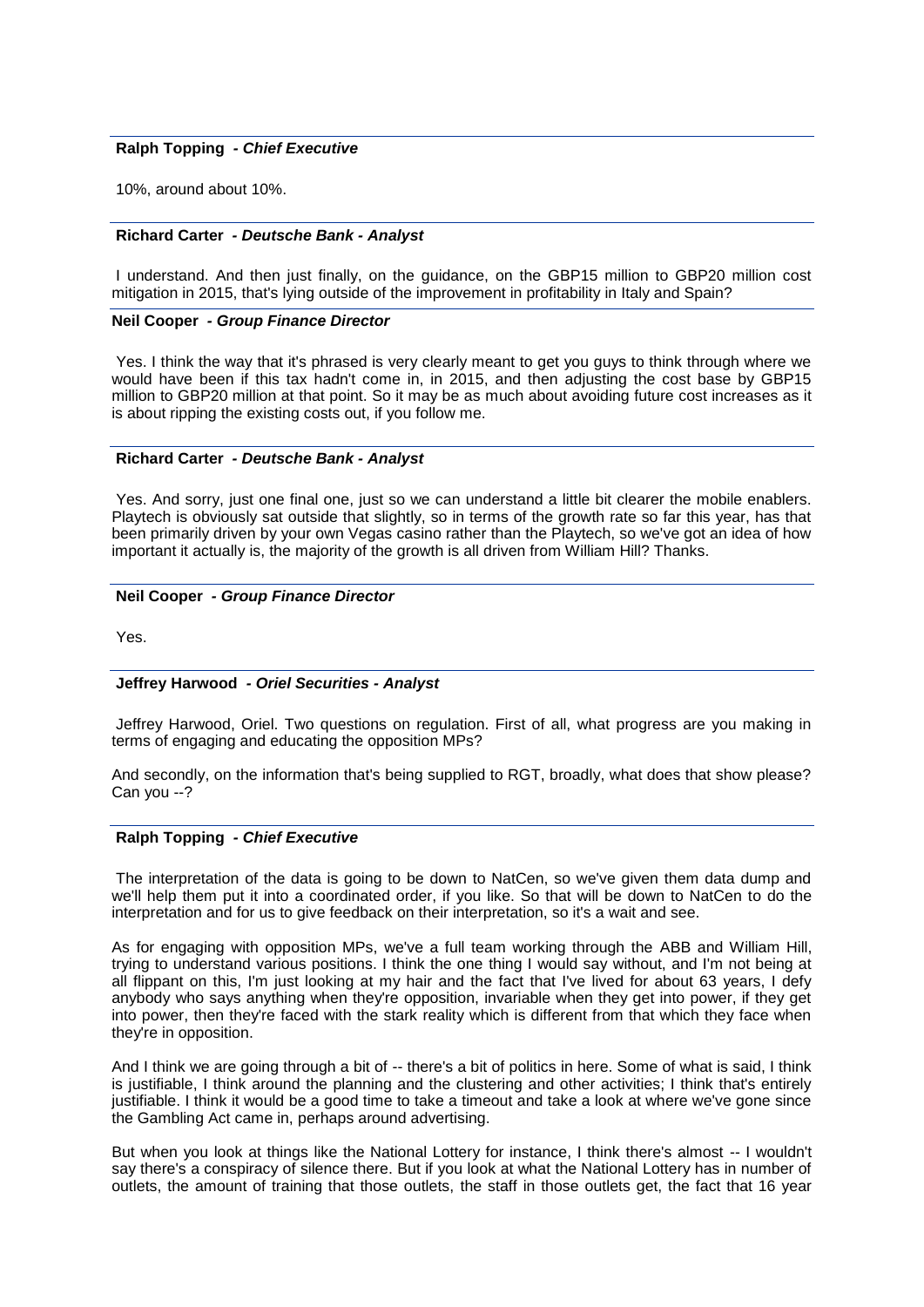**Ralph Topping** *- Chief Executive*

10%, around about 10%.

**Richard Carter** *- Deutsche Bank - Analyst*

I understand. And then just finally, on the guidance, on the GBP15 million to GBP20 million cost mitigation in 2015, that's lying outside of the improvement in profitability in Italy and Spain?

**Neil Cooper** *- Group Finance Director*

Yes. I think the way that it's phrased is very clearly meant to get you guys to think through where we would have been if this tax hadn't come in, in 2015, and then adjusting the cost base by GBP15 million to GBP20 million at that point. So it may be as much about avoiding future cost increases as it is about ripping the existing costs out, if you follow me.

**Richard Carter** *- Deutsche Bank - Analyst*

Yes. And sorry, just one final one, just so we can understand a little bit clearer the mobile enablers. Playtech is obviously sat outside that slightly, so in terms of the growth rate so far this year, has that been primarily driven by your own Vegas casino rather than the Playtech, so we've got an idea of how important it actually is, the majority of the growth is all driven from William Hill? Thanks.

**Neil Cooper** *- Group Finance Director*

Yes.

**Jeffrey Harwood** *- Oriel Securities - Analyst*

Jeffrey Harwood, Oriel. Two questions on regulation. First of all, what progress are you making in terms of engaging and educating the opposition MPs?

And secondly, on the information that's being supplied to RGT, broadly, what does that show please? Can you --?

**Ralph Topping** *- Chief Executive*

The interpretation of the data is going to be down to NatCen, so we've given them data dump and we'll help them put it into a coordinated order, if you like. So that will be down to NatCen to do the interpretation and for us to give feedback on their interpretation, so it's a wait and see.

As for engaging with opposition MPs, we've a full team working through the ABB and William Hill, trying to understand various positions. I think the one thing I would say without, and I'm not being at all flippant on this, I'm just looking at my hair and the fact that I've lived for about 63 years, I defy anybody who says anything when they're opposition, invariable when they get into power, if they get into power, then they're faced with the stark reality which is different from that which they face when they're in opposition.

And I think we are going through a bit of -- there's a bit of politics in here. Some of what is said, I think is justifiable, I think around the planning and the clustering and other activities; I think that's entirely justifiable. I think it would be a good time to take a timeout and take a look at where we've gone since the Gambling Act came in, perhaps around advertising.

But when you look at things like the National Lottery for instance, I think there's almost -- I wouldn't say there's a conspiracy of silence there. But if you look at what the National Lottery has in number of outlets, the amount of training that those outlets, the staff in those outlets get, the fact that 16 year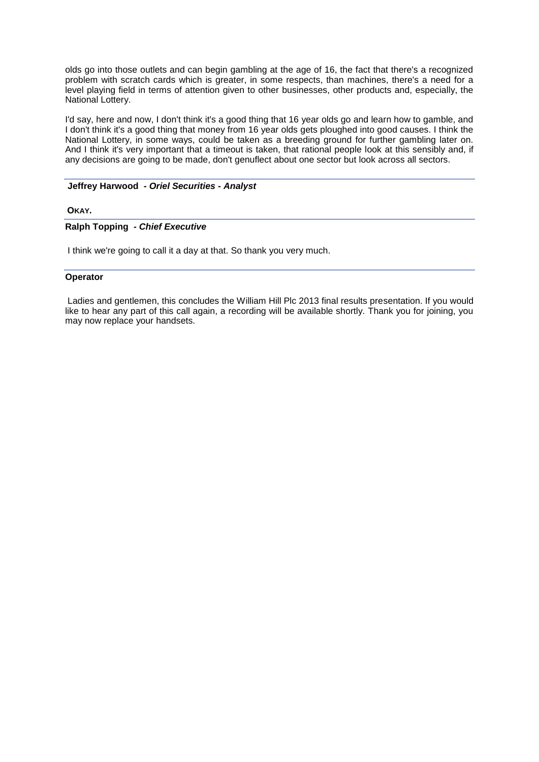olds go into those outlets and can begin gambling at the age of 16, the fact that there's a recognized problem with scratch cards which is greater, in some respects, than machines, there's a need for a level playing field in terms of attention given to other businesses, other products and, especially, the National Lottery.

I'd say, here and now, I don't think it's a good thing that 16 year olds go and learn how to gamble, and I don't think it's a good thing that money from 16 year olds gets ploughed into good causes. I think the National Lottery, in some ways, could be taken as a breeding ground for further gambling later on. And I think it's very important that a timeout is taken, that rational people look at this sensibly and, if any decisions are going to be made, don't genuflect about one sector but look across all sectors.

**Jeffrey Harwood - *Oriel Securities - Analyst***

OKAY.

**Ralph Topping - *Chief Executive***

I think we're going to call it a day at that. So thank you very much.

**Operator**

Ladies and gentlemen, this concludes the William Hill Plc 2013 final results presentation. If you would like to hear any part of this call again, a recording will be available shortly. Thank you for joining, you may now replace your handsets.